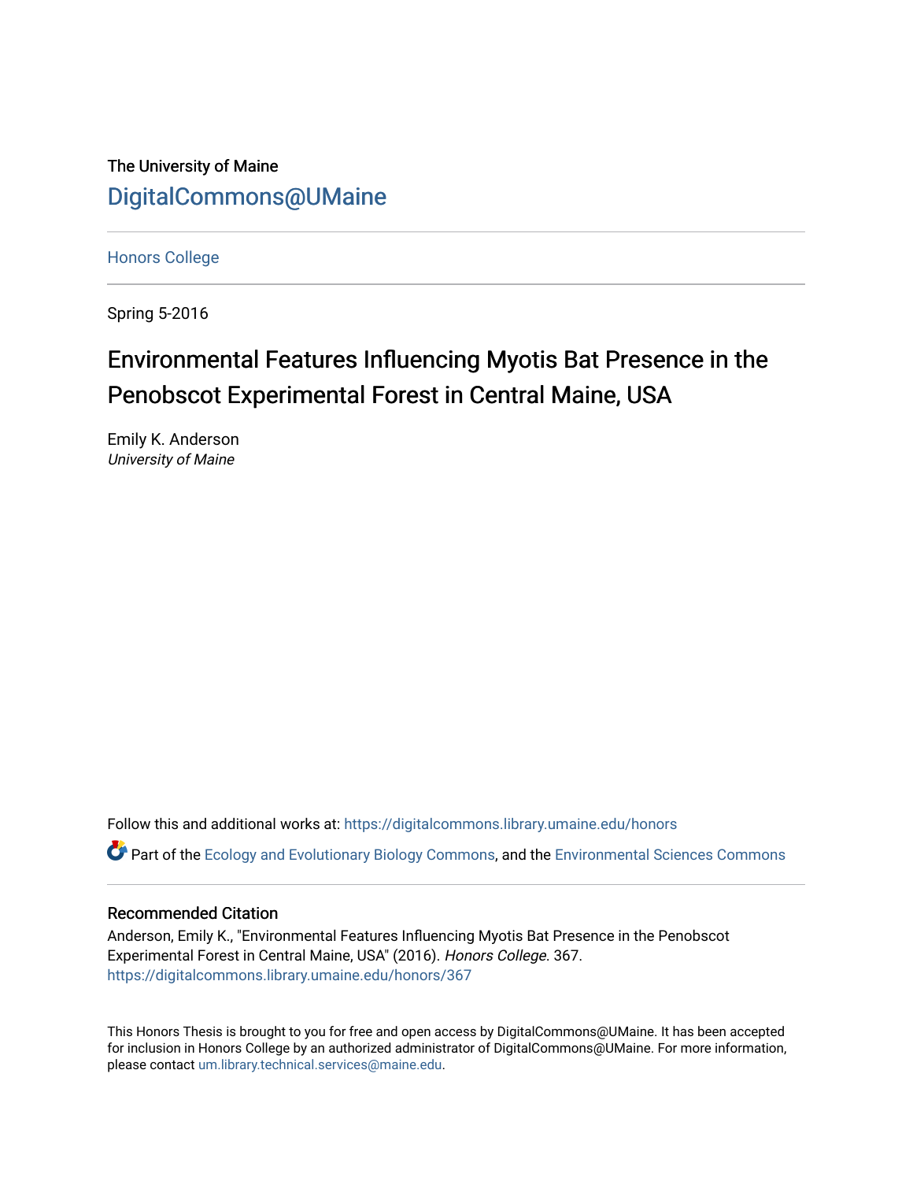The University of Maine

DigitalCommons@UMaine

Honors College

Spring 5-2016

# Environmental Features Influencing Myotis Bat Presence in the Penobscot Experimental Forest in Central Maine, USA

Emily K. Anderson
*University of Maine*

Follow this and additional works at: https://digitalcommons.library.umaine.edu/honors

Part of the Ecology and Evolutionary Biology Commons, and the Environmental Sciences Commons

## Recommended Citation

Anderson, Emily K., "Environmental Features Influencing Myotis Bat Presence in the Penobscot Experimental Forest in Central Maine, USA" (2016). *Honors College*. 367.
https://digitalcommons.library.umaine.edu/honors/367

This Honors Thesis is brought to you for free and open access by DigitalCommons@UMaine. It has been accepted for inclusion in Honors College by an authorized administrator of DigitalCommons@UMaine. For more information, please contact um.library.technical.services@maine.edu.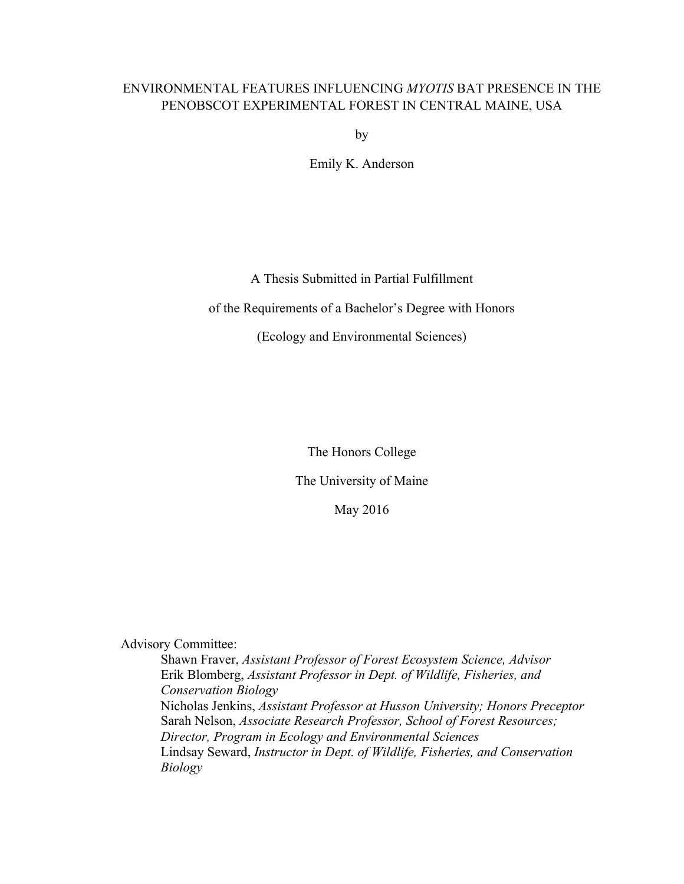# ENVIRONMENTAL FEATURES INFLUENCING *MYOTIS* BAT PRESENCE IN THE PENOBSCOT EXPERIMENTAL FOREST IN CENTRAL MAINE, USA

by

Emily K. Anderson

A Thesis Submitted in Partial Fulfillment

of the Requirements of a Bachelor's Degree with Honors

(Ecology and Environmental Sciences)

The Honors College

The University of Maine

May 2016

Advisory Committee:

Shawn Fraver, *Assistant Professor of Forest Ecosystem Science, Advisor*
Erik Blomberg, *Assistant Professor in Dept. of Wildlife, Fisheries, and Conservation Biology*
Nicholas Jenkins, *Assistant Professor at Husson University; Honors Preceptor*
Sarah Nelson, *Associate Research Professor, School of Forest Resources; Director, Program in Ecology and Environmental Sciences*
Lindsay Seward, *Instructor in Dept. of Wildlife, Fisheries, and Conservation Biology*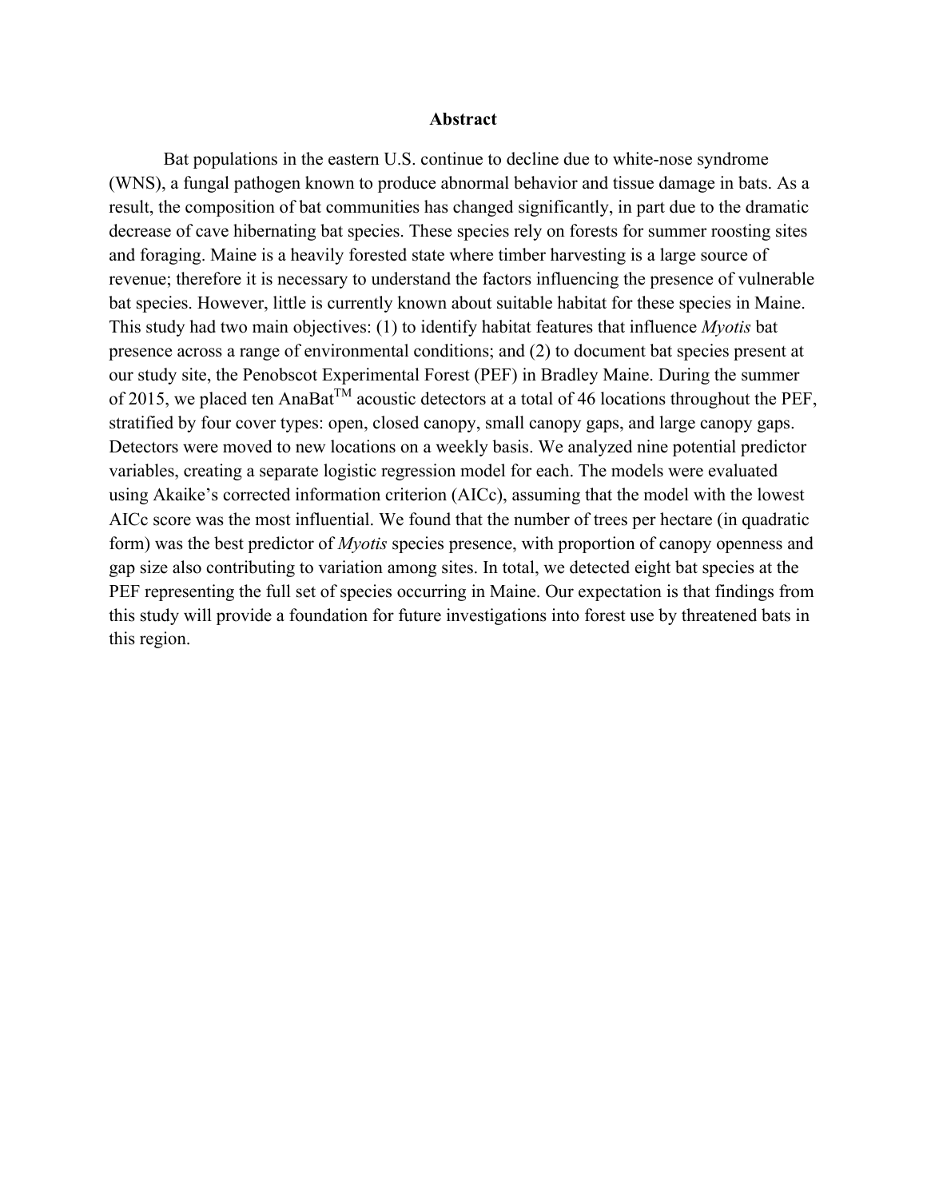# Abstract

Bat populations in the eastern U.S. continue to decline due to white-nose syndrome (WNS), a fungal pathogen known to produce abnormal behavior and tissue damage in bats. As a result, the composition of bat communities has changed significantly, in part due to the dramatic decrease of cave hibernating bat species. These species rely on forests for summer roosting sites and foraging. Maine is a heavily forested state where timber harvesting is a large source of revenue; therefore it is necessary to understand the factors influencing the presence of vulnerable bat species. However, little is currently known about suitable habitat for these species in Maine. This study had two main objectives: (1) to identify habitat features that influence *Myotis* bat presence across a range of environmental conditions; and (2) to document bat species present at our study site, the Penobscot Experimental Forest (PEF) in Bradley Maine. During the summer of 2015, we placed ten AnaBat™ acoustic detectors at a total of 46 locations throughout the PEF, stratified by four cover types: open, closed canopy, small canopy gaps, and large canopy gaps. Detectors were moved to new locations on a weekly basis. We analyzed nine potential predictor variables, creating a separate logistic regression model for each. The models were evaluated using Akaike's corrected information criterion (AICc), assuming that the model with the lowest AICc score was the most influential. We found that the number of trees per hectare (in quadratic form) was the best predictor of *Myotis* species presence, with proportion of canopy openness and gap size also contributing to variation among sites. In total, we detected eight bat species at the PEF representing the full set of species occurring in Maine. Our expectation is that findings from this study will provide a foundation for future investigations into forest use by threatened bats in this region.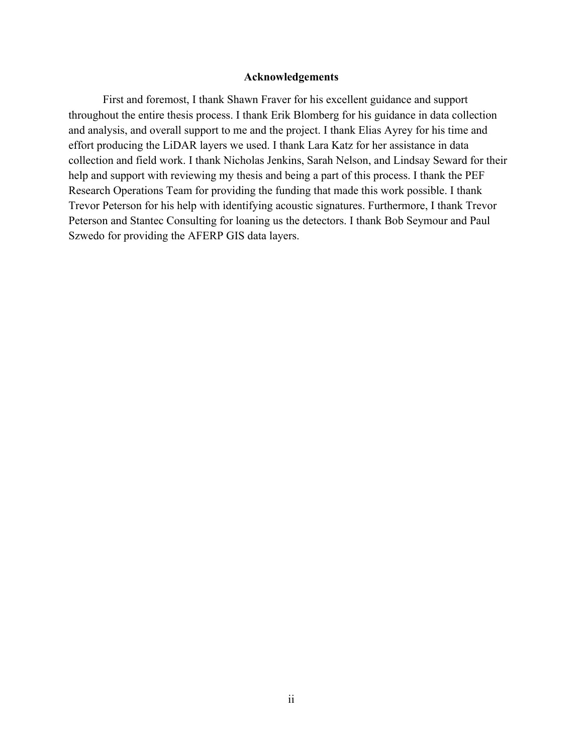## Acknowledgements

First and foremost, I thank Shawn Fraver for his excellent guidance and support throughout the entire thesis process. I thank Erik Blomberg for his guidance in data collection and analysis, and overall support to me and the project. I thank Elias Ayrey for his time and effort producing the LiDAR layers we used. I thank Lara Katz for her assistance in data collection and field work. I thank Nicholas Jenkins, Sarah Nelson, and Lindsay Seward for their help and support with reviewing my thesis and being a part of this process. I thank the PEF Research Operations Team for providing the funding that made this work possible. I thank Trevor Peterson for his help with identifying acoustic signatures. Furthermore, I thank Trevor Peterson and Stantec Consulting for loaning us the detectors. I thank Bob Seymour and Paul Szwedo for providing the AFERP GIS data layers.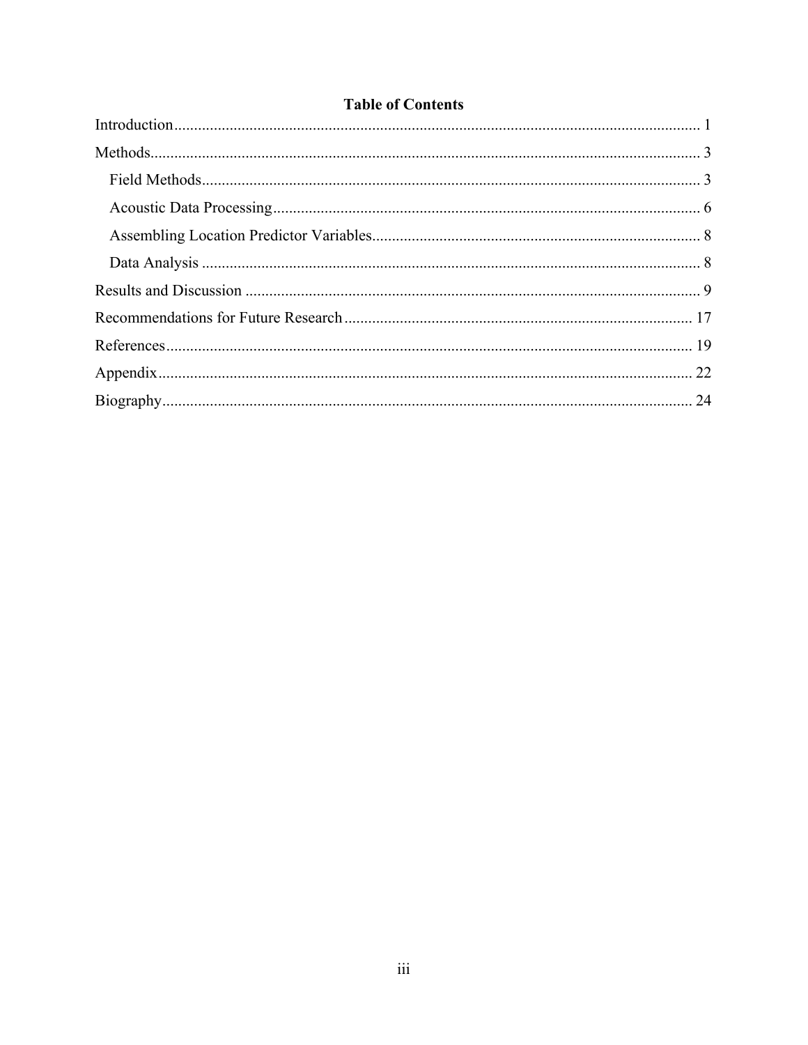**Table of Contents**

Introduction .................................................................................................................................... 1

Methods.......................................................................................................................................... 3

- Field Methods............................................................................................................................. 3
- Acoustic Data Processing........................................................................................................... 6
- Assembling Location Predictor Variables.................................................................................. 8
- Data Analysis ............................................................................................................................. 8

Results and Discussion .................................................................................................................. 9

Recommendations for Future Research ....................................................................................... 17

References.................................................................................................................................... 19

Appendix...................................................................................................................................... 22

Biography..................................................................................................................................... 24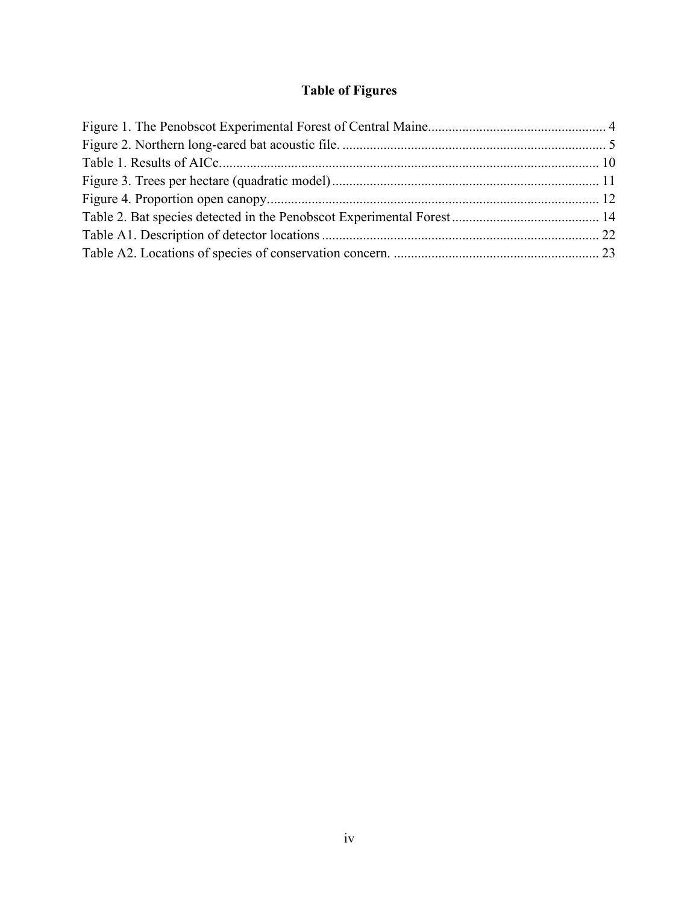## Table of Figures

Figure 1. The Penobscot Experimental Forest of Central Maine.................................................... 4

Figure 2. Northern long-eared bat acoustic file. ............................................................................ 5

Table 1. Results of AICc.............................................................................................................. 10

Figure 3. Trees per hectare (quadratic model)............................................................................. 11

Figure 4. Proportion open canopy................................................................................................ 12

Table 2. Bat species detected in the Penobscot Experimental Forest........................................... 14

Table A1. Description of detector locations ................................................................................ 22

Table A2. Locations of species of conservation concern. ............................................................ 23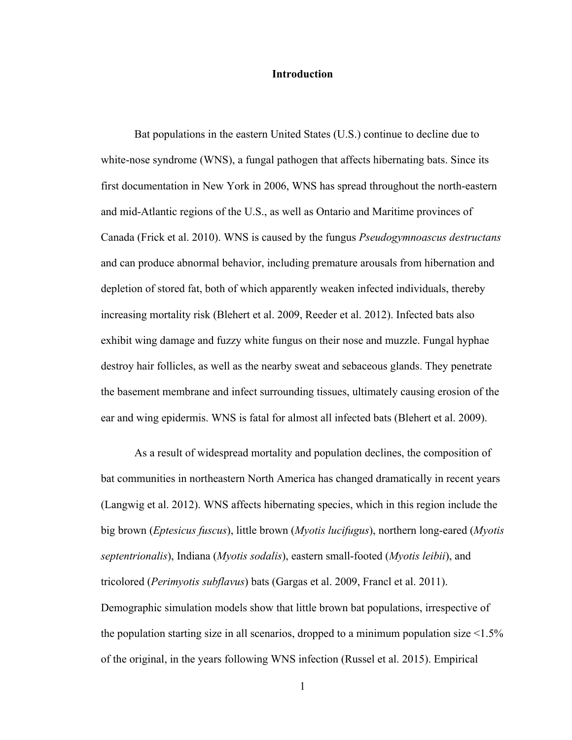# Introduction

Bat populations in the eastern United States (U.S.) continue to decline due to white-nose syndrome (WNS), a fungal pathogen that affects hibernating bats. Since its first documentation in New York in 2006, WNS has spread throughout the north-eastern and mid-Atlantic regions of the U.S., as well as Ontario and Maritime provinces of Canada (Frick et al. 2010). WNS is caused by the fungus *Pseudogymnoascus destructans* and can produce abnormal behavior, including premature arousals from hibernation and depletion of stored fat, both of which apparently weaken infected individuals, thereby increasing mortality risk (Blehert et al. 2009, Reeder et al. 2012). Infected bats also exhibit wing damage and fuzzy white fungus on their nose and muzzle. Fungal hyphae destroy hair follicles, as well as the nearby sweat and sebaceous glands. They penetrate the basement membrane and infect surrounding tissues, ultimately causing erosion of the ear and wing epidermis. WNS is fatal for almost all infected bats (Blehert et al. 2009).

As a result of widespread mortality and population declines, the composition of bat communities in northeastern North America has changed dramatically in recent years (Langwig et al. 2012). WNS affects hibernating species, which in this region include the big brown (*Eptesicus fuscus*), little brown (*Myotis lucifugus*), northern long-eared (*Myotis septentrionalis*), Indiana (*Myotis sodalis*), eastern small-footed (*Myotis leibii*), and tricolored (*Perimyotis subflavus*) bats (Gargas et al. 2009, Francl et al. 2011). Demographic simulation models show that little brown bat populations, irrespective of the population starting size in all scenarios, dropped to a minimum population size <1.5% of the original, in the years following WNS infection (Russel et al. 2015). Empirical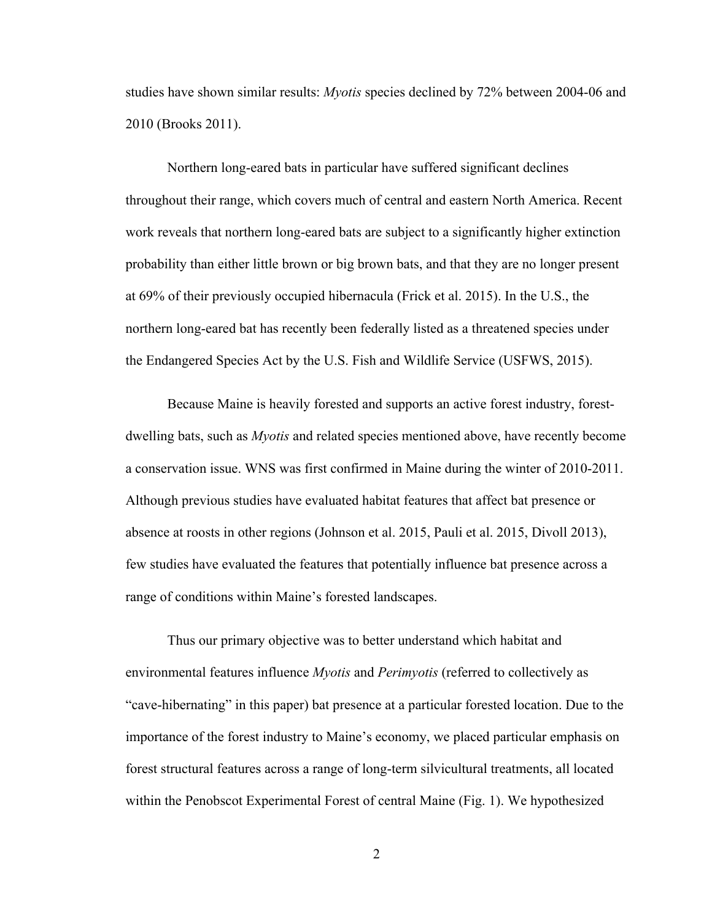studies have shown similar results: *Myotis* species declined by 72% between 2004-06 and 2010 (Brooks 2011).

Northern long-eared bats in particular have suffered significant declines throughout their range, which covers much of central and eastern North America. Recent work reveals that northern long-eared bats are subject to a significantly higher extinction probability than either little brown or big brown bats, and that they are no longer present at 69% of their previously occupied hibernacula (Frick et al. 2015). In the U.S., the northern long-eared bat has recently been federally listed as a threatened species under the Endangered Species Act by the U.S. Fish and Wildlife Service (USFWS, 2015).

Because Maine is heavily forested and supports an active forest industry, forest-dwelling bats, such as *Myotis* and related species mentioned above, have recently become a conservation issue. WNS was first confirmed in Maine during the winter of 2010-2011. Although previous studies have evaluated habitat features that affect bat presence or absence at roosts in other regions (Johnson et al. 2015, Pauli et al. 2015, Divoll 2013), few studies have evaluated the features that potentially influence bat presence across a range of conditions within Maine's forested landscapes.

Thus our primary objective was to better understand which habitat and environmental features influence *Myotis* and *Perimyotis* (referred to collectively as "cave-hibernating" in this paper) bat presence at a particular forested location. Due to the importance of the forest industry to Maine's economy, we placed particular emphasis on forest structural features across a range of long-term silvicultural treatments, all located within the Penobscot Experimental Forest of central Maine (Fig. 1). We hypothesized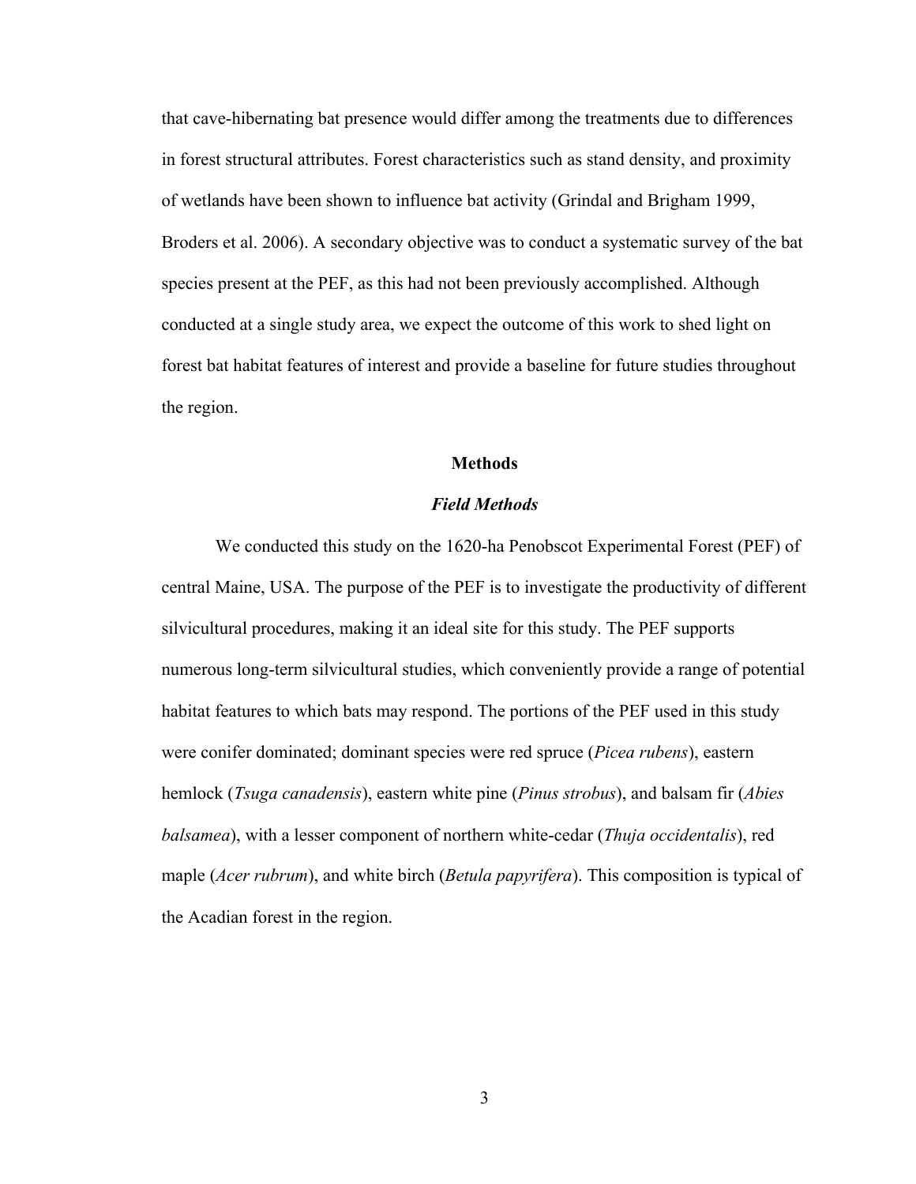that cave-hibernating bat presence would differ among the treatments due to differences in forest structural attributes. Forest characteristics such as stand density, and proximity of wetlands have been shown to influence bat activity (Grindal and Brigham 1999, Broders et al. 2006). A secondary objective was to conduct a systematic survey of the bat species present at the PEF, as this had not been previously accomplished. Although conducted at a single study area, we expect the outcome of this work to shed light on forest bat habitat features of interest and provide a baseline for future studies throughout the region.

## Methods

### *Field Methods*

We conducted this study on the 1620-ha Penobscot Experimental Forest (PEF) of central Maine, USA. The purpose of the PEF is to investigate the productivity of different silvicultural procedures, making it an ideal site for this study. The PEF supports numerous long-term silvicultural studies, which conveniently provide a range of potential habitat features to which bats may respond. The portions of the PEF used in this study were conifer dominated; dominant species were red spruce (*Picea rubens*), eastern hemlock (*Tsuga canadensis*), eastern white pine (*Pinus strobus*), and balsam fir (*Abies balsamea*), with a lesser component of northern white-cedar (*Thuja occidentalis*), red maple (*Acer rubrum*), and white birch (*Betula papyrifera*). This composition is typical of the Acadian forest in the region.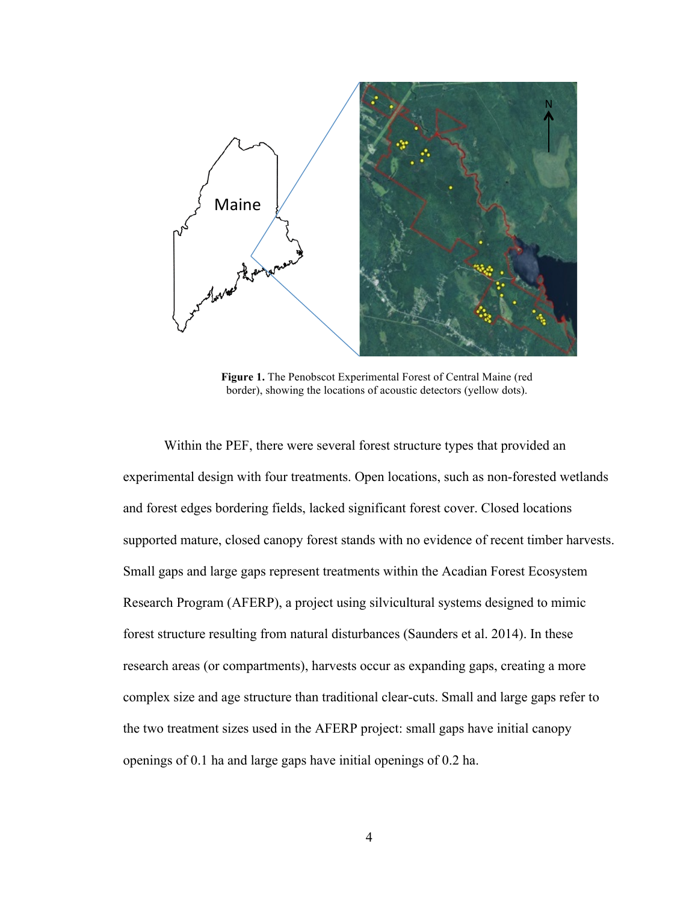**Figure 1.** The Penobscot Experimental Forest of Central Maine (red border), showing the locations of acoustic detectors (yellow dots).

Within the PEF, there were several forest structure types that provided an experimental design with four treatments. Open locations, such as non-forested wetlands and forest edges bordering fields, lacked significant forest cover. Closed locations supported mature, closed canopy forest stands with no evidence of recent timber harvests. Small gaps and large gaps represent treatments within the Acadian Forest Ecosystem Research Program (AFERP), a project using silvicultural systems designed to mimic forest structure resulting from natural disturbances (Saunders et al. 2014). In these research areas (or compartments), harvests occur as expanding gaps, creating a more complex size and age structure than traditional clear-cuts. Small and large gaps refer to the two treatment sizes used in the AFERP project: small gaps have initial canopy openings of 0.1 ha and large gaps have initial openings of 0.2 ha.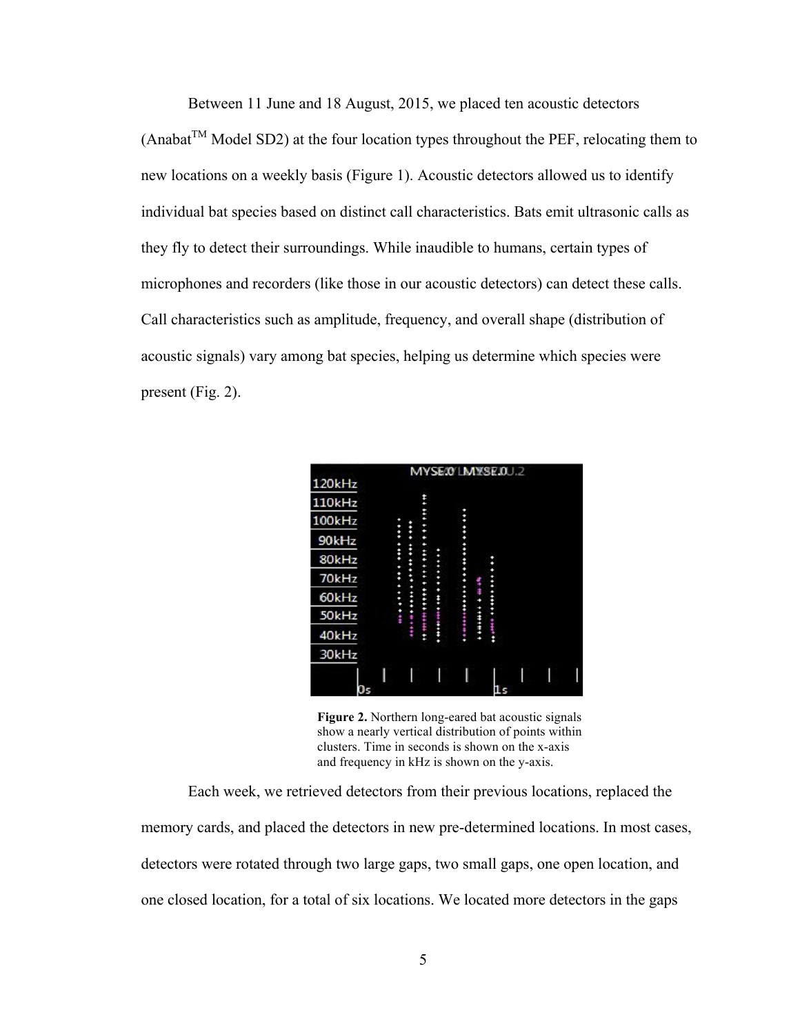Between 11 June and 18 August, 2015, we placed ten acoustic detectors (Anabat[TM] Model SD2) at the four location types throughout the PEF, relocating them to new locations on a weekly basis (Figure 1). Acoustic detectors allowed us to identify individual bat species based on distinct call characteristics. Bats emit ultrasonic calls as they fly to detect their surroundings. While inaudible to humans, certain types of microphones and recorders (like those in our acoustic detectors) can detect these calls. Call characteristics such as amplitude, frequency, and overall shape (distribution of acoustic signals) vary among bat species, helping us determine which species were present (Fig. 2).

**Figure 2.** Northern long-eared bat acoustic signals show a nearly vertical distribution of points within clusters. Time in seconds is shown on the x-axis and frequency in kHz is shown on the y-axis.

Each week, we retrieved detectors from their previous locations, replaced the memory cards, and placed the detectors in new pre-determined locations. In most cases, detectors were rotated through two large gaps, two small gaps, one open location, and one closed location, for a total of six locations. We located more detectors in the gaps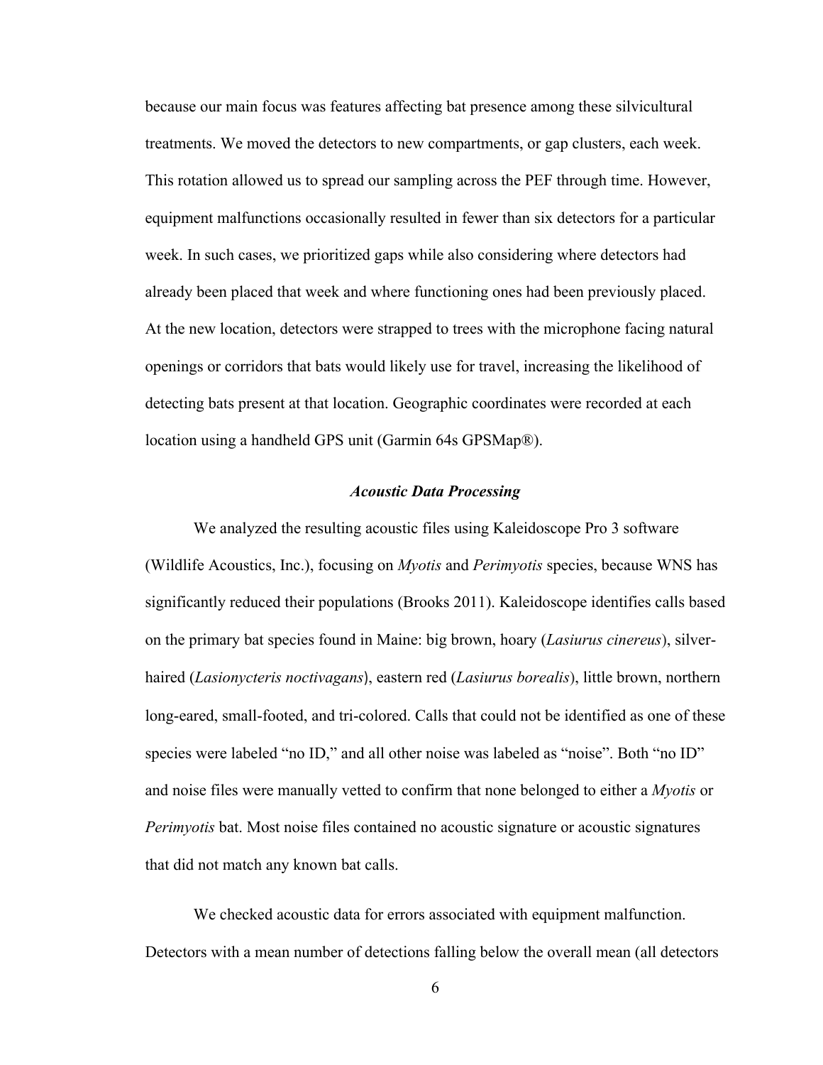because our main focus was features affecting bat presence among these silvicultural treatments. We moved the detectors to new compartments, or gap clusters, each week. This rotation allowed us to spread our sampling across the PEF through time. However, equipment malfunctions occasionally resulted in fewer than six detectors for a particular week. In such cases, we prioritized gaps while also considering where detectors had already been placed that week and where functioning ones had been previously placed. At the new location, detectors were strapped to trees with the microphone facing natural openings or corridors that bats would likely use for travel, increasing the likelihood of detecting bats present at that location. Geographic coordinates were recorded at each location using a handheld GPS unit (Garmin 64s GPSMap®).

### *Acoustic Data Processing*

We analyzed the resulting acoustic files using Kaleidoscope Pro 3 software (Wildlife Acoustics, Inc.), focusing on *Myotis* and *Perimyotis* species, because WNS has significantly reduced their populations (Brooks 2011). Kaleidoscope identifies calls based on the primary bat species found in Maine: big brown, hoary (*Lasiurus cinereus*), silver-haired (*Lasionycteris noctivagans*), eastern red (*Lasiurus borealis*), little brown, northern long-eared, small-footed, and tri-colored. Calls that could not be identified as one of these species were labeled "no ID," and all other noise was labeled as "noise". Both "no ID" and noise files were manually vetted to confirm that none belonged to either a *Myotis* or *Perimyotis* bat. Most noise files contained no acoustic signature or acoustic signatures that did not match any known bat calls.

We checked acoustic data for errors associated with equipment malfunction. Detectors with a mean number of detections falling below the overall mean (all detectors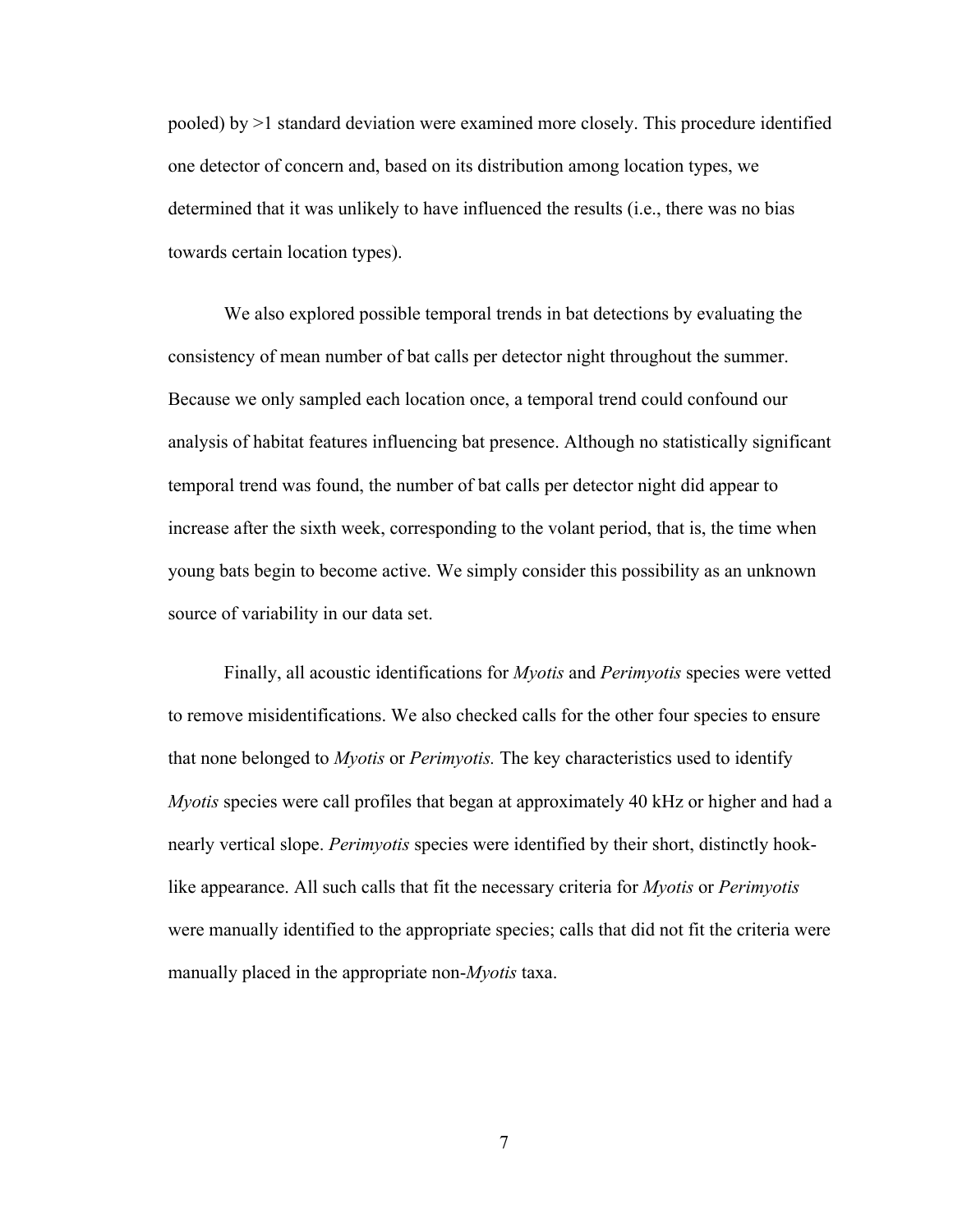pooled) by >1 standard deviation were examined more closely. This procedure identified one detector of concern and, based on its distribution among location types, we determined that it was unlikely to have influenced the results (i.e., there was no bias towards certain location types).

We also explored possible temporal trends in bat detections by evaluating the consistency of mean number of bat calls per detector night throughout the summer. Because we only sampled each location once, a temporal trend could confound our analysis of habitat features influencing bat presence. Although no statistically significant temporal trend was found, the number of bat calls per detector night did appear to increase after the sixth week, corresponding to the volant period, that is, the time when young bats begin to become active. We simply consider this possibility as an unknown source of variability in our data set.

Finally, all acoustic identifications for *Myotis* and *Perimyotis* species were vetted to remove misidentifications. We also checked calls for the other four species to ensure that none belonged to *Myotis* or *Perimyotis.* The key characteristics used to identify *Myotis* species were call profiles that began at approximately 40 kHz or higher and had a nearly vertical slope. *Perimyotis* species were identified by their short, distinctly hook-like appearance. All such calls that fit the necessary criteria for *Myotis* or *Perimyotis* were manually identified to the appropriate species; calls that did not fit the criteria were manually placed in the appropriate non-*Myotis* taxa.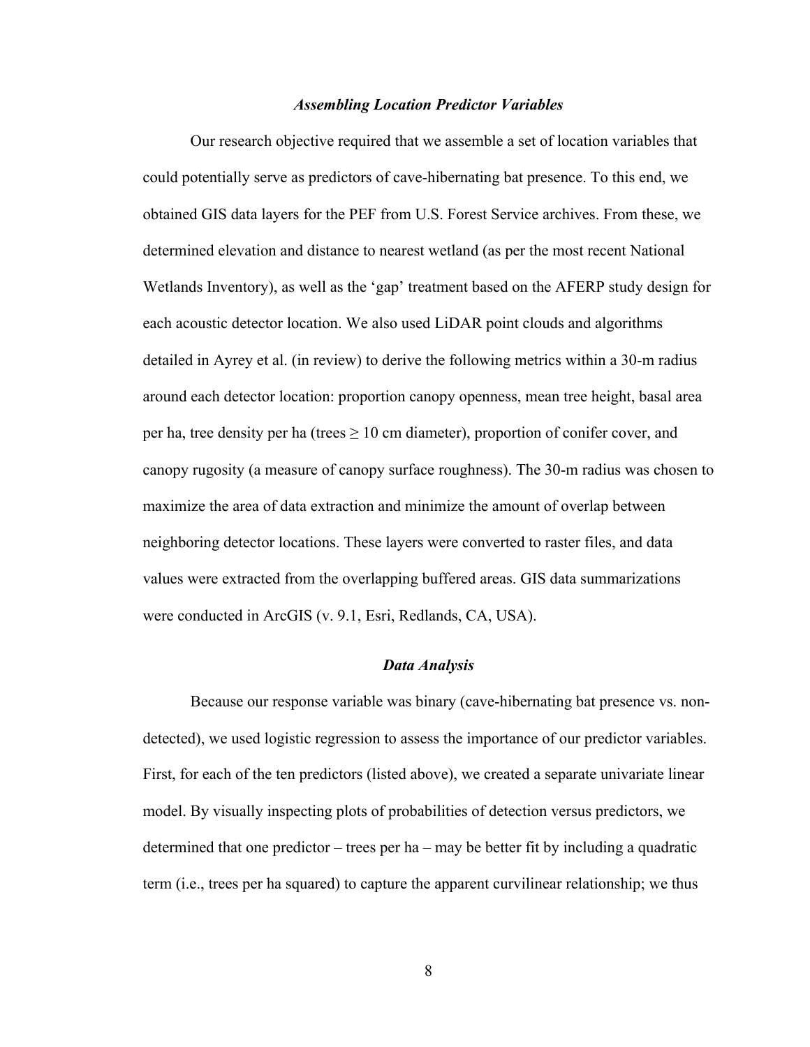### *Assembling Location Predictor Variables*

Our research objective required that we assemble a set of location variables that could potentially serve as predictors of cave-hibernating bat presence. To this end, we obtained GIS data layers for the PEF from U.S. Forest Service archives. From these, we determined elevation and distance to nearest wetland (as per the most recent National Wetlands Inventory), as well as the 'gap' treatment based on the AFERP study design for each acoustic detector location. We also used LiDAR point clouds and algorithms detailed in Ayrey et al. (in review) to derive the following metrics within a 30-m radius around each detector location: proportion canopy openness, mean tree height, basal area per ha, tree density per ha (trees ≥ 10 cm diameter), proportion of conifer cover, and canopy rugosity (a measure of canopy surface roughness). The 30-m radius was chosen to maximize the area of data extraction and minimize the amount of overlap between neighboring detector locations. These layers were converted to raster files, and data values were extracted from the overlapping buffered areas. GIS data summarizations were conducted in ArcGIS (v. 9.1, Esri, Redlands, CA, USA).

### *Data Analysis*

Because our response variable was binary (cave-hibernating bat presence vs. non-detected), we used logistic regression to assess the importance of our predictor variables. First, for each of the ten predictors (listed above), we created a separate univariate linear model. By visually inspecting plots of probabilities of detection versus predictors, we determined that one predictor – trees per ha – may be better fit by including a quadratic term (i.e., trees per ha squared) to capture the apparent curvilinear relationship; we thus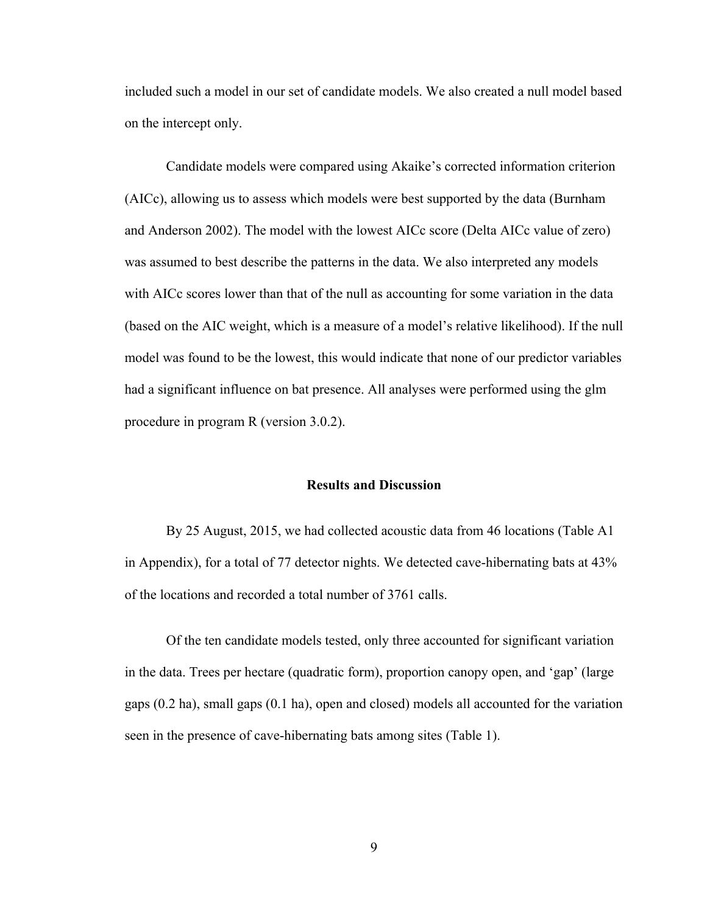included such a model in our set of candidate models. We also created a null model based on the intercept only.

Candidate models were compared using Akaike's corrected information criterion (AICc), allowing us to assess which models were best supported by the data (Burnham and Anderson 2002). The model with the lowest AICc score (Delta AICc value of zero) was assumed to best describe the patterns in the data. We also interpreted any models with AICc scores lower than that of the null as accounting for some variation in the data (based on the AIC weight, which is a measure of a model's relative likelihood). If the null model was found to be the lowest, this would indicate that none of our predictor variables had a significant influence on bat presence. All analyses were performed using the glm procedure in program R (version 3.0.2).

## Results and Discussion

By 25 August, 2015, we had collected acoustic data from 46 locations (Table A1 in Appendix), for a total of 77 detector nights. We detected cave-hibernating bats at 43% of the locations and recorded a total number of 3761 calls.

Of the ten candidate models tested, only three accounted for significant variation in the data. Trees per hectare (quadratic form), proportion canopy open, and 'gap' (large gaps (0.2 ha), small gaps (0.1 ha), open and closed) models all accounted for the variation seen in the presence of cave-hibernating bats among sites (Table 1).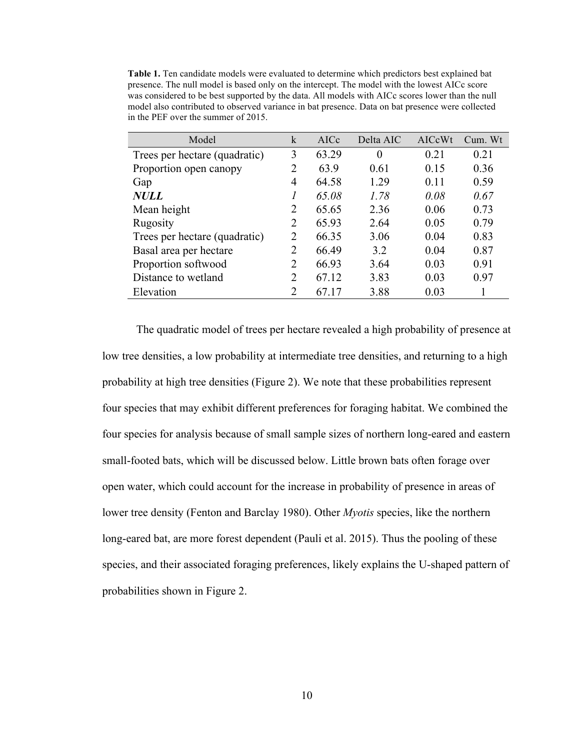**Table 1.** Ten candidate models were evaluated to determine which predictors best explained bat presence. The null model is based only on the intercept. The model with the lowest AICc score was considered to be best supported by the data. All models with AICc scores lower than the null model also contributed to observed variance in bat presence. Data on bat presence were collected in the PEF over the summer of 2015.

| Model | k | AICc | Delta AIC | AICcWt | Cum. Wt |
|---|---|---|---|---|---|
| Trees per hectare (quadratic) | 3 | 63.29 | 0 | 0.21 | 0.21 |
| Proportion open canopy | 2 | 63.9 | 0.61 | 0.15 | 0.36 |
| Gap | 4 | 64.58 | 1.29 | 0.11 | 0.59 |
| ***NULL*** | *1* | *65.08* | *1.78* | *0.08* | *0.67* |
| Mean height | 2 | 65.65 | 2.36 | 0.06 | 0.73 |
| Rugosity | 2 | 65.93 | 2.64 | 0.05 | 0.79 |
| Trees per hectare (quadratic) | 2 | 66.35 | 3.06 | 0.04 | 0.83 |
| Basal area per hectare | 2 | 66.49 | 3.2 | 0.04 | 0.87 |
| Proportion softwood | 2 | 66.93 | 3.64 | 0.03 | 0.91 |
| Distance to wetland | 2 | 67.12 | 3.83 | 0.03 | 0.97 |
| Elevation | 2 | 67.17 | 3.88 | 0.03 | 1 |

The quadratic model of trees per hectare revealed a high probability of presence at low tree densities, a low probability at intermediate tree densities, and returning to a high probability at high tree densities (Figure 2). We note that these probabilities represent four species that may exhibit different preferences for foraging habitat. We combined the four species for analysis because of small sample sizes of northern long-eared and eastern small-footed bats, which will be discussed below. Little brown bats often forage over open water, which could account for the increase in probability of presence in areas of lower tree density (Fenton and Barclay 1980). Other *Myotis* species, like the northern long-eared bat, are more forest dependent (Pauli et al. 2015). Thus the pooling of these species, and their associated foraging preferences, likely explains the U-shaped pattern of probabilities shown in Figure 2.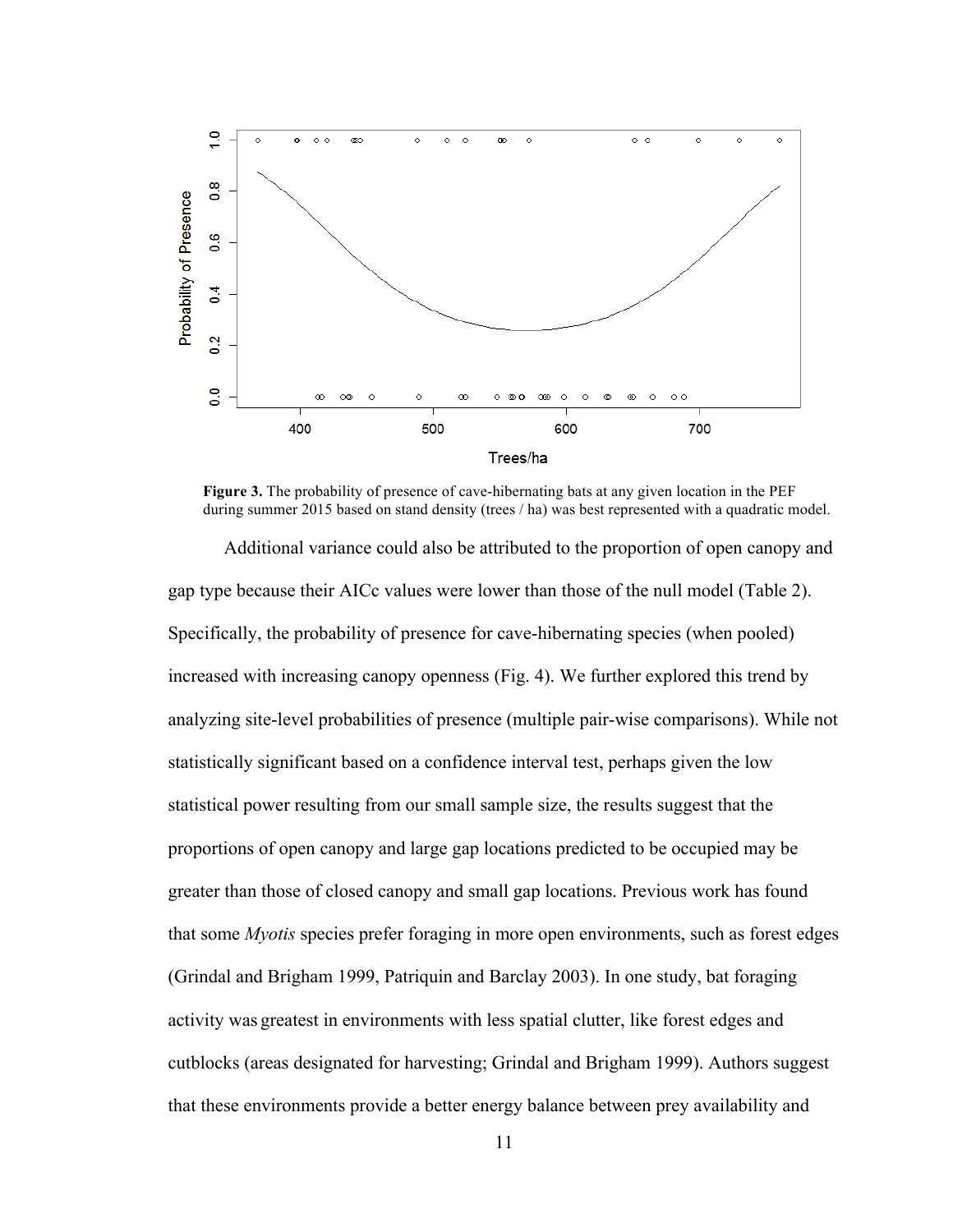**Figure 3.** The probability of presence of cave-hibernating bats at any given location in the PEF during summer 2015 based on stand density (trees / ha) was best represented with a quadratic model.

Additional variance could also be attributed to the proportion of open canopy and gap type because their AICc values were lower than those of the null model (Table 2). Specifically, the probability of presence for cave-hibernating species (when pooled) increased with increasing canopy openness (Fig. 4). We further explored this trend by analyzing site-level probabilities of presence (multiple pair-wise comparisons). While not statistically significant based on a confidence interval test, perhaps given the low statistical power resulting from our small sample size, the results suggest that the proportions of open canopy and large gap locations predicted to be occupied may be greater than those of closed canopy and small gap locations. Previous work has found that some *Myotis* species prefer foraging in more open environments, such as forest edges (Grindal and Brigham 1999, Patriquin and Barclay 2003). In one study, bat foraging activity was greatest in environments with less spatial clutter, like forest edges and cutblocks (areas designated for harvesting; Grindal and Brigham 1999). Authors suggest that these environments provide a better energy balance between prey availability and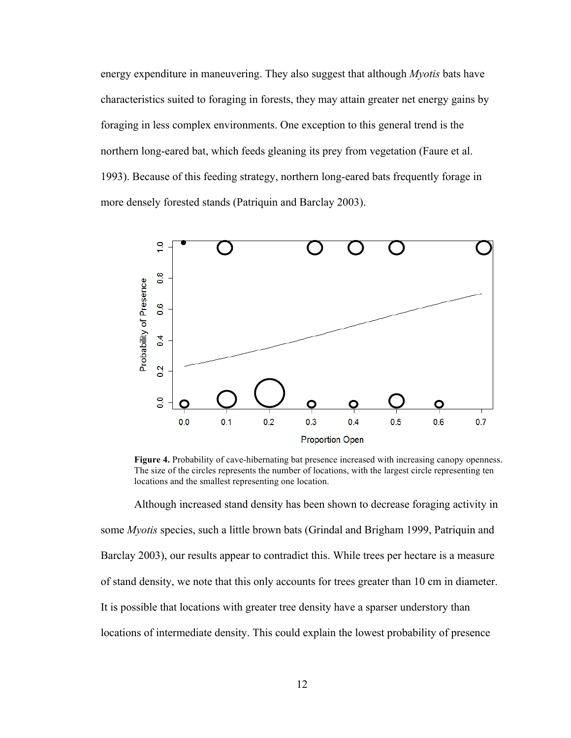energy expenditure in maneuvering. They also suggest that although *Myotis* bats have characteristics suited to foraging in forests, they may attain greater net energy gains by foraging in less complex environments. One exception to this general trend is the northern long-eared bat, which feeds gleaning its prey from vegetation (Faure et al. 1993). Because of this feeding strategy, northern long-eared bats frequently forage in more densely forested stands (Patriquin and Barclay 2003).

**Figure 4.** Probability of cave-hibernating bat presence increased with increasing canopy openness. The size of the circles represents the number of locations, with the largest circle representing ten locations and the smallest representing one location.

Although increased stand density has been shown to decrease foraging activity in some *Myotis* species, such a little brown bats (Grindal and Brigham 1999, Patriquin and Barclay 2003), our results appear to contradict this. While trees per hectare is a measure of stand density, we note that this only accounts for trees greater than 10 cm in diameter. It is possible that locations with greater tree density have a sparser understory than locations of intermediate density. This could explain the lowest probability of presence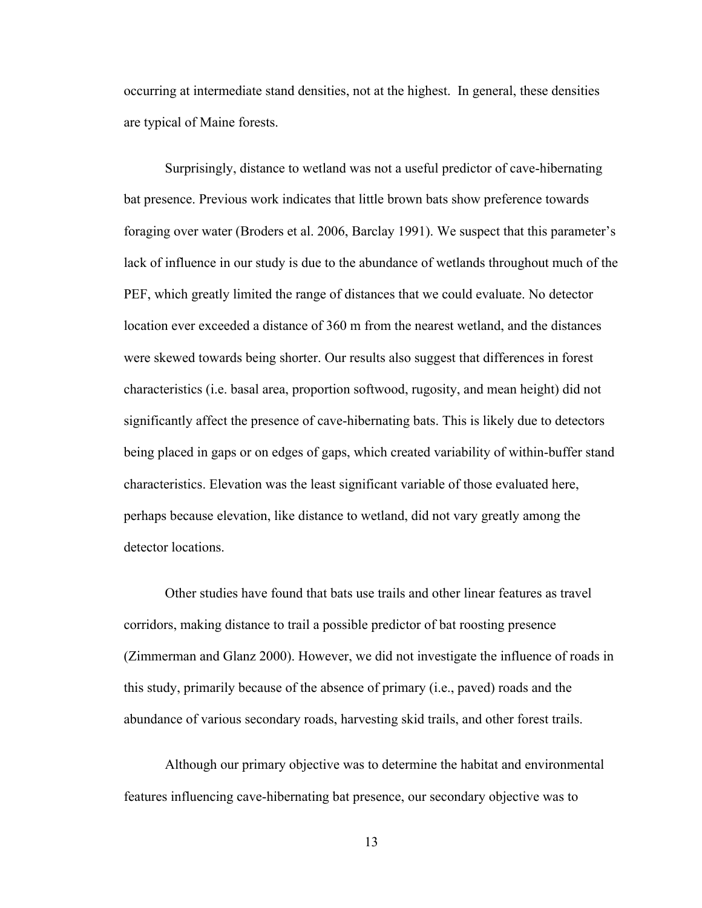occurring at intermediate stand densities, not at the highest. In general, these densities are typical of Maine forests.

Surprisingly, distance to wetland was not a useful predictor of cave-hibernating bat presence. Previous work indicates that little brown bats show preference towards foraging over water (Broders et al. 2006, Barclay 1991). We suspect that this parameter's lack of influence in our study is due to the abundance of wetlands throughout much of the PEF, which greatly limited the range of distances that we could evaluate. No detector location ever exceeded a distance of 360 m from the nearest wetland, and the distances were skewed towards being shorter. Our results also suggest that differences in forest characteristics (i.e. basal area, proportion softwood, rugosity, and mean height) did not significantly affect the presence of cave-hibernating bats. This is likely due to detectors being placed in gaps or on edges of gaps, which created variability of within-buffer stand characteristics. Elevation was the least significant variable of those evaluated here, perhaps because elevation, like distance to wetland, did not vary greatly among the detector locations.

Other studies have found that bats use trails and other linear features as travel corridors, making distance to trail a possible predictor of bat roosting presence (Zimmerman and Glanz 2000). However, we did not investigate the influence of roads in this study, primarily because of the absence of primary (i.e., paved) roads and the abundance of various secondary roads, harvesting skid trails, and other forest trails.

Although our primary objective was to determine the habitat and environmental features influencing cave-hibernating bat presence, our secondary objective was to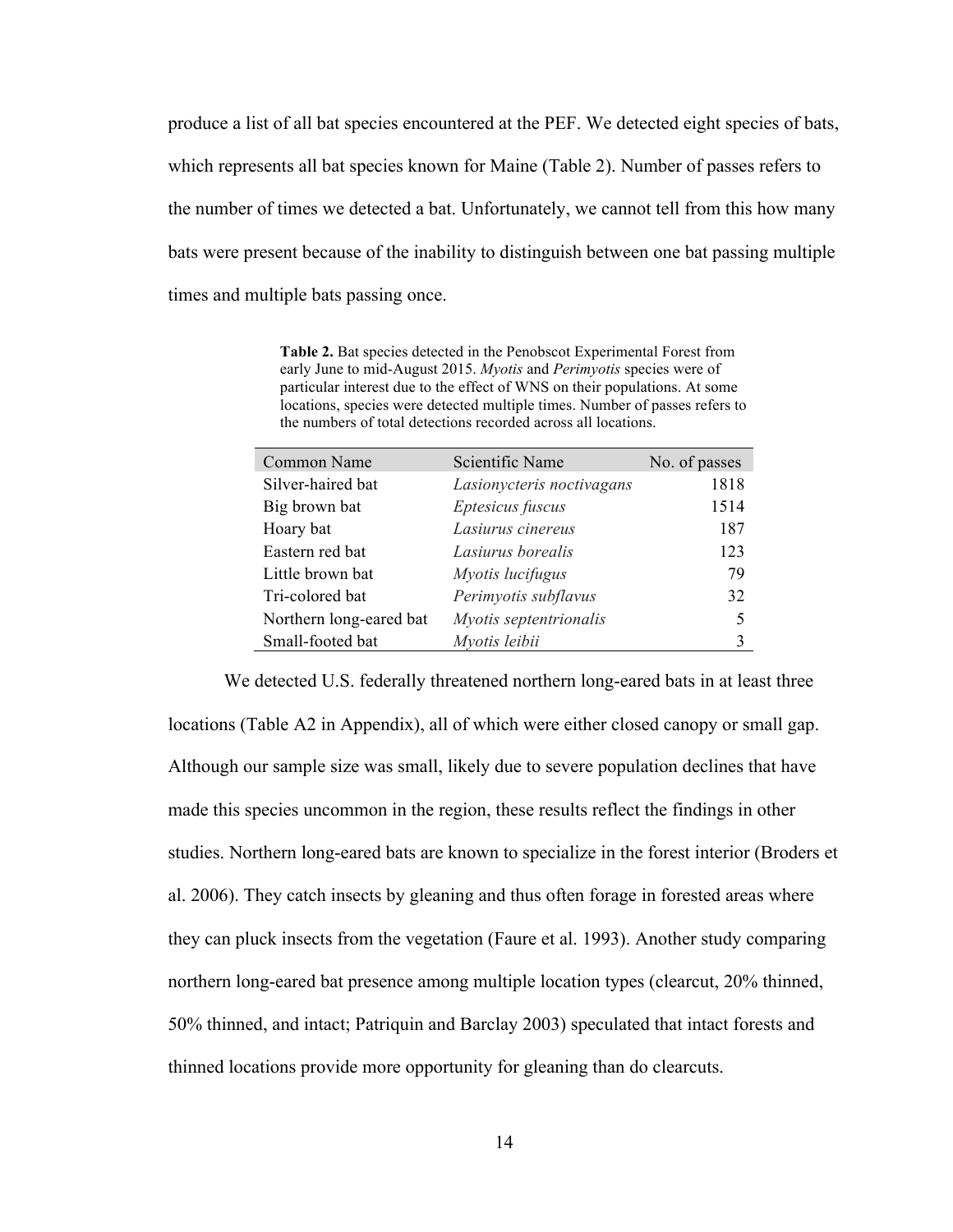produce a list of all bat species encountered at the PEF. We detected eight species of bats, which represents all bat species known for Maine (Table 2). Number of passes refers to the number of times we detected a bat. Unfortunately, we cannot tell from this how many bats were present because of the inability to distinguish between one bat passing multiple times and multiple bats passing once.

**Table 2.** Bat species detected in the Penobscot Experimental Forest from early June to mid-August 2015. *Myotis* and *Perimyotis* species were of particular interest due to the effect of WNS on their populations. At some locations, species were detected multiple times. Number of passes refers to the numbers of total detections recorded across all locations.

| Common Name | Scientific Name | No. of passes |
|---|---|---:|
| Silver-haired bat | *Lasionycteris noctivagans* | 1818 |
| Big brown bat | *Eptesicus fuscus* | 1514 |
| Hoary bat | *Lasiurus cinereus* | 187 |
| Eastern red bat | *Lasiurus borealis* | 123 |
| Little brown bat | *Myotis lucifugus* | 79 |
| Tri-colored bat | *Perimyotis subflavus* | 32 |
| Northern long-eared bat | *Myotis septentrionalis* | 5 |
| Small-footed bat | *Myotis leibii* | 3 |

We detected U.S. federally threatened northern long-eared bats in at least three locations (Table A2 in Appendix), all of which were either closed canopy or small gap. Although our sample size was small, likely due to severe population declines that have made this species uncommon in the region, these results reflect the findings in other studies. Northern long-eared bats are known to specialize in the forest interior (Broders et al. 2006). They catch insects by gleaning and thus often forage in forested areas where they can pluck insects from the vegetation (Faure et al. 1993). Another study comparing northern long-eared bat presence among multiple location types (clearcut, 20% thinned, 50% thinned, and intact; Patriquin and Barclay 2003) speculated that intact forests and thinned locations provide more opportunity for gleaning than do clearcuts.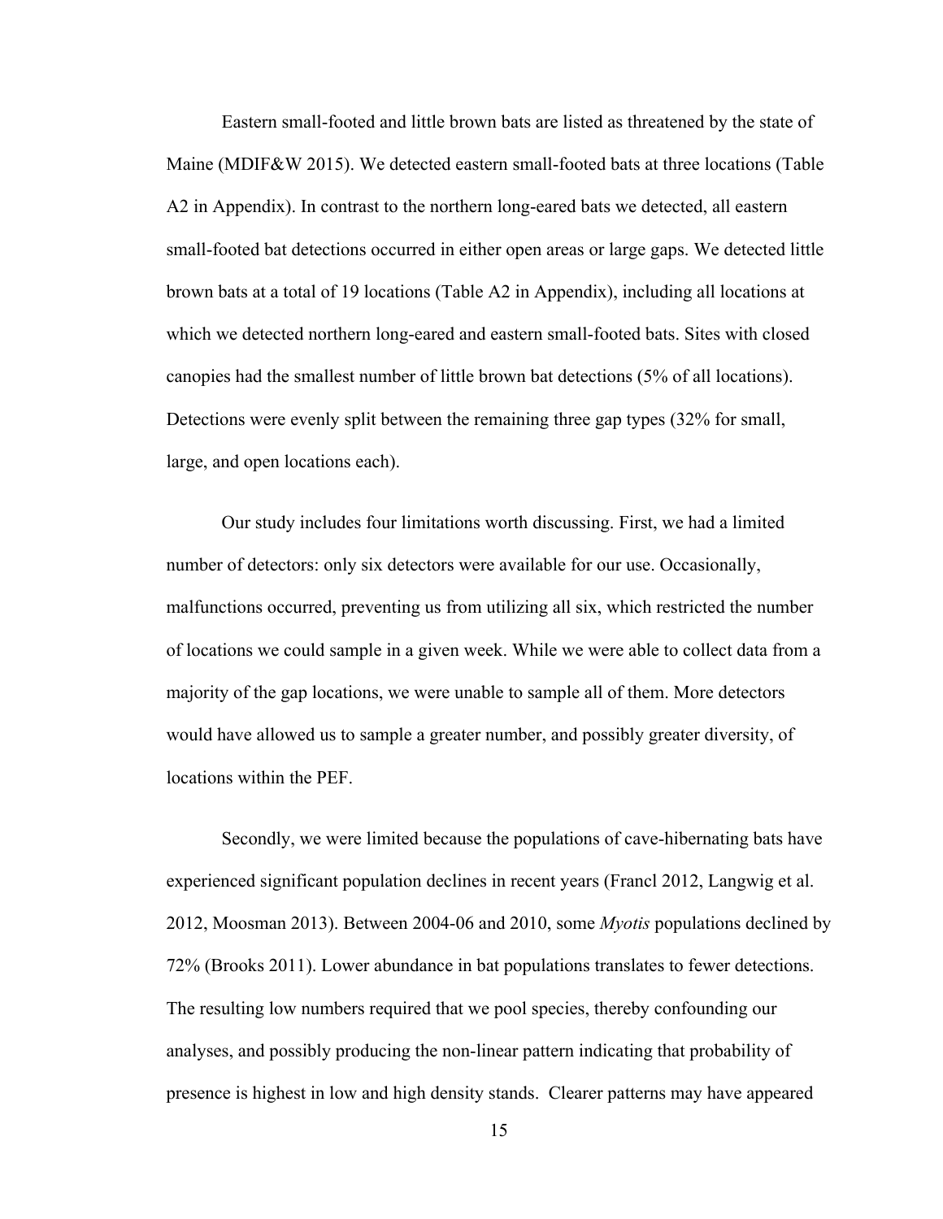Eastern small-footed and little brown bats are listed as threatened by the state of Maine (MDIF&W 2015). We detected eastern small-footed bats at three locations (Table A2 in Appendix). In contrast to the northern long-eared bats we detected, all eastern small-footed bat detections occurred in either open areas or large gaps. We detected little brown bats at a total of 19 locations (Table A2 in Appendix), including all locations at which we detected northern long-eared and eastern small-footed bats. Sites with closed canopies had the smallest number of little brown bat detections (5% of all locations). Detections were evenly split between the remaining three gap types (32% for small, large, and open locations each).

Our study includes four limitations worth discussing. First, we had a limited number of detectors: only six detectors were available for our use. Occasionally, malfunctions occurred, preventing us from utilizing all six, which restricted the number of locations we could sample in a given week. While we were able to collect data from a majority of the gap locations, we were unable to sample all of them. More detectors would have allowed us to sample a greater number, and possibly greater diversity, of locations within the PEF.

Secondly, we were limited because the populations of cave-hibernating bats have experienced significant population declines in recent years (Francl 2012, Langwig et al. 2012, Moosman 2013). Between 2004-06 and 2010, some *Myotis* populations declined by 72% (Brooks 2011). Lower abundance in bat populations translates to fewer detections. The resulting low numbers required that we pool species, thereby confounding our analyses, and possibly producing the non-linear pattern indicating that probability of presence is highest in low and high density stands. Clearer patterns may have appeared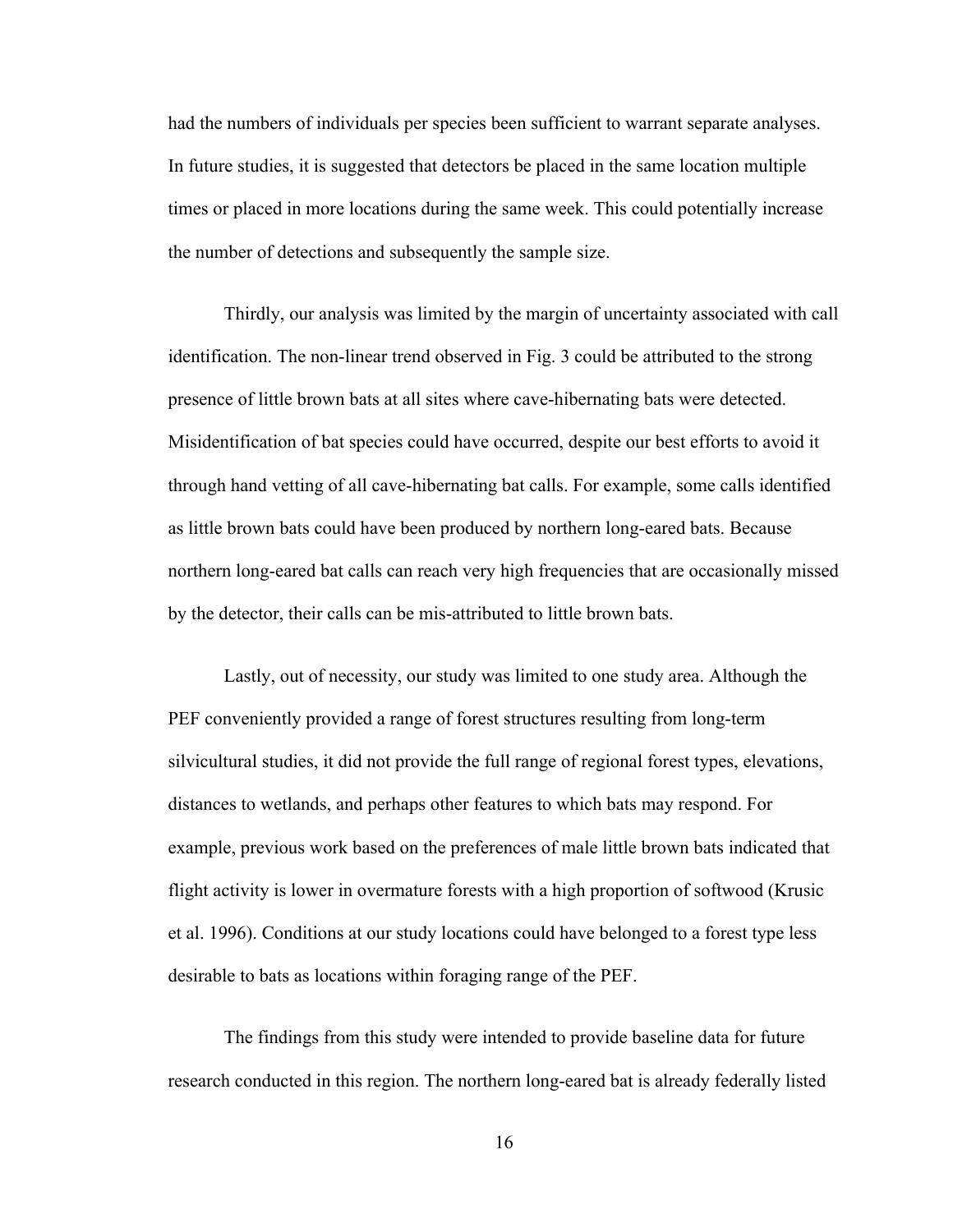had the numbers of individuals per species been sufficient to warrant separate analyses. In future studies, it is suggested that detectors be placed in the same location multiple times or placed in more locations during the same week. This could potentially increase the number of detections and subsequently the sample size.

Thirdly, our analysis was limited by the margin of uncertainty associated with call identification. The non-linear trend observed in Fig. 3 could be attributed to the strong presence of little brown bats at all sites where cave-hibernating bats were detected. Misidentification of bat species could have occurred, despite our best efforts to avoid it through hand vetting of all cave-hibernating bat calls. For example, some calls identified as little brown bats could have been produced by northern long-eared bats. Because northern long-eared bat calls can reach very high frequencies that are occasionally missed by the detector, their calls can be mis-attributed to little brown bats.

Lastly, out of necessity, our study was limited to one study area. Although the PEF conveniently provided a range of forest structures resulting from long-term silvicultural studies, it did not provide the full range of regional forest types, elevations, distances to wetlands, and perhaps other features to which bats may respond. For example, previous work based on the preferences of male little brown bats indicated that flight activity is lower in overmature forests with a high proportion of softwood (Krusic et al. 1996). Conditions at our study locations could have belonged to a forest type less desirable to bats as locations within foraging range of the PEF.

The findings from this study were intended to provide baseline data for future research conducted in this region. The northern long-eared bat is already federally listed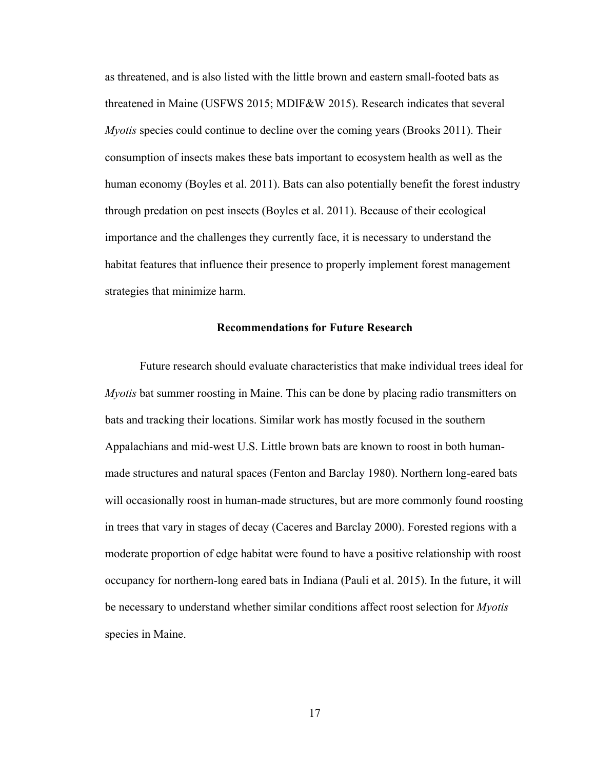as threatened, and is also listed with the little brown and eastern small-footed bats as threatened in Maine (USFWS 2015; MDIF&W 2015). Research indicates that several *Myotis* species could continue to decline over the coming years (Brooks 2011). Their consumption of insects makes these bats important to ecosystem health as well as the human economy (Boyles et al. 2011). Bats can also potentially benefit the forest industry through predation on pest insects (Boyles et al. 2011). Because of their ecological importance and the challenges they currently face, it is necessary to understand the habitat features that influence their presence to properly implement forest management strategies that minimize harm.

## Recommendations for Future Research

Future research should evaluate characteristics that make individual trees ideal for *Myotis* bat summer roosting in Maine. This can be done by placing radio transmitters on bats and tracking their locations. Similar work has mostly focused in the southern Appalachians and mid-west U.S. Little brown bats are known to roost in both human-made structures and natural spaces (Fenton and Barclay 1980). Northern long-eared bats will occasionally roost in human-made structures, but are more commonly found roosting in trees that vary in stages of decay (Caceres and Barclay 2000). Forested regions with a moderate proportion of edge habitat were found to have a positive relationship with roost occupancy for northern-long eared bats in Indiana (Pauli et al. 2015). In the future, it will be necessary to understand whether similar conditions affect roost selection for *Myotis* species in Maine.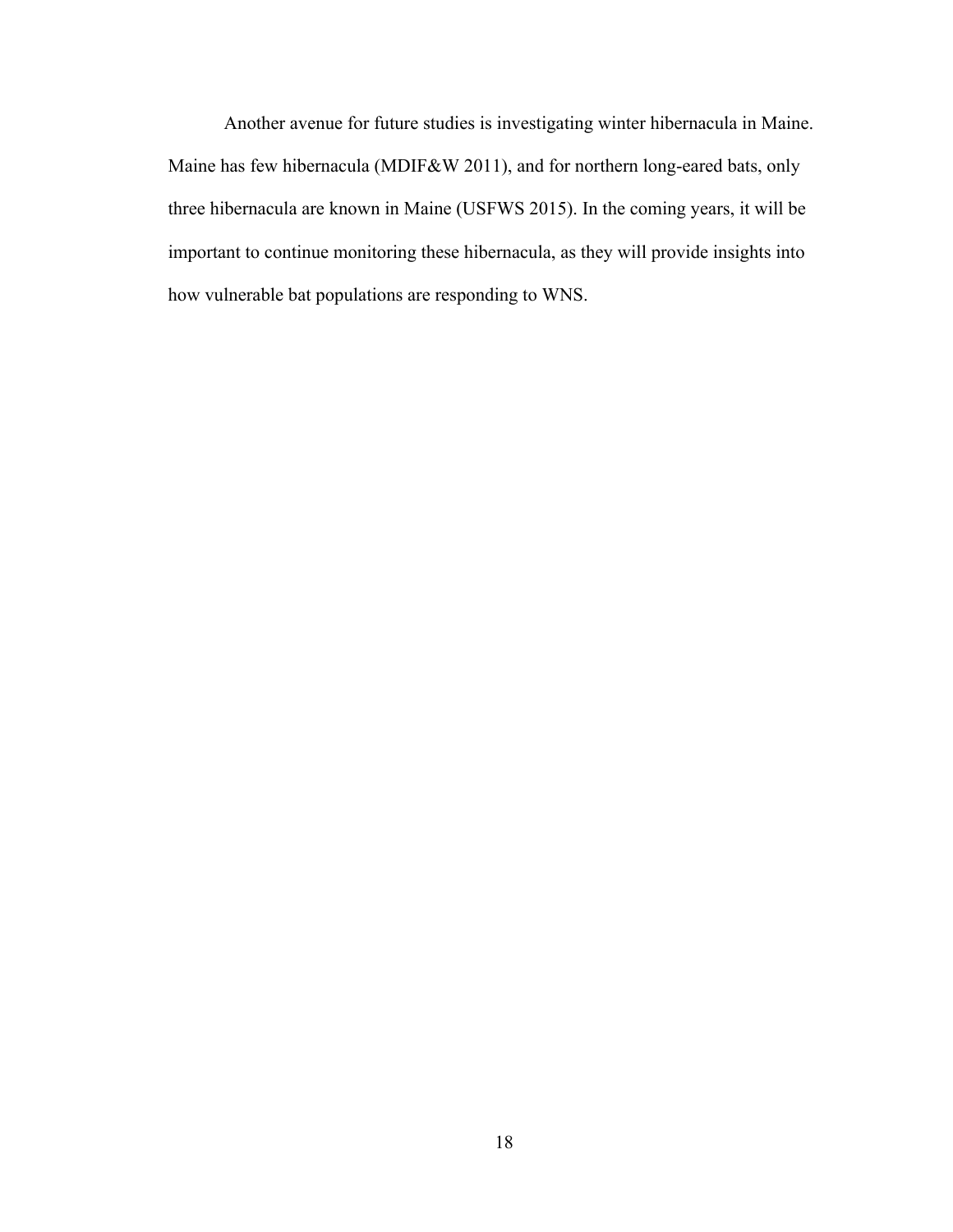Another avenue for future studies is investigating winter hibernacula in Maine. Maine has few hibernacula (MDIF&W 2011), and for northern long-eared bats, only three hibernacula are known in Maine (USFWS 2015). In the coming years, it will be important to continue monitoring these hibernacula, as they will provide insights into how vulnerable bat populations are responding to WNS.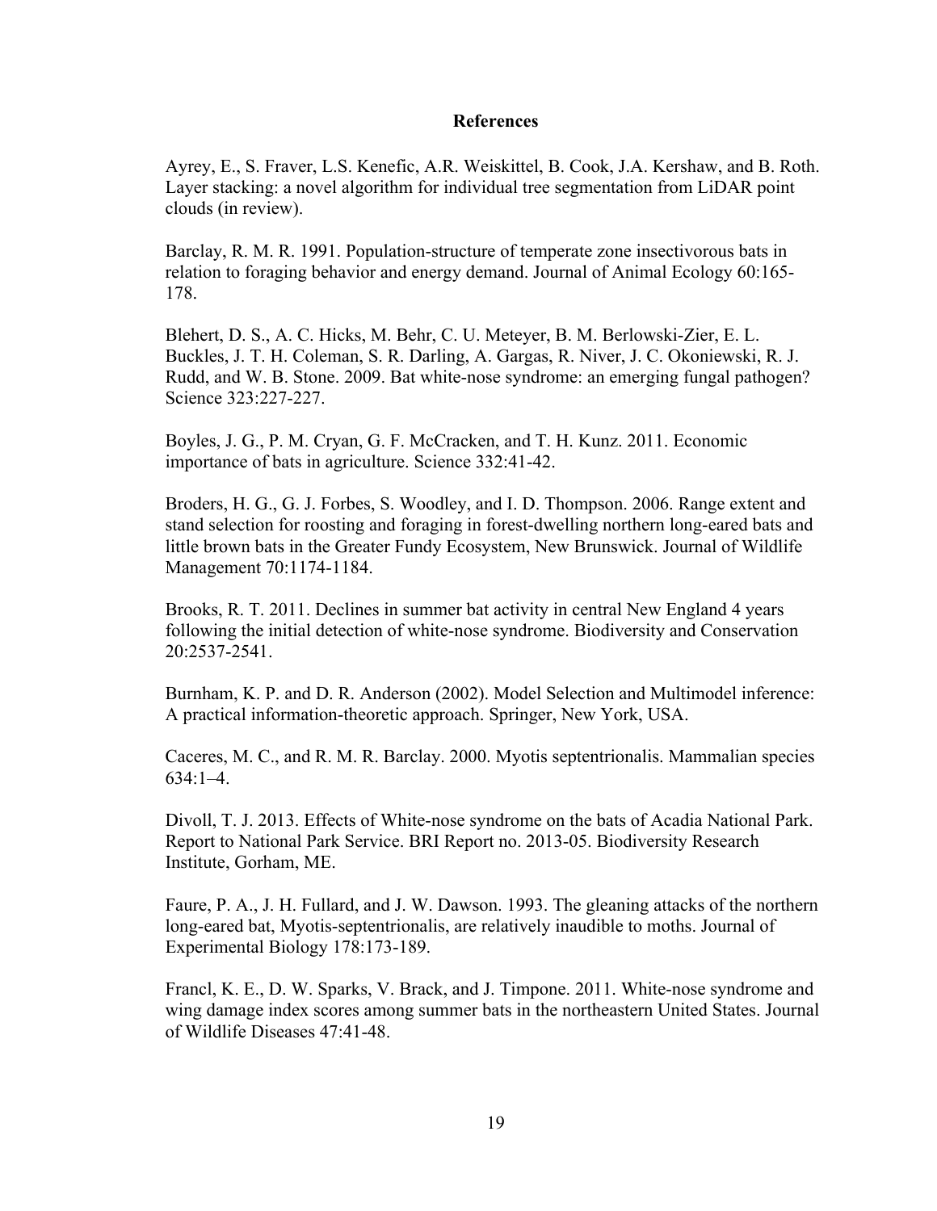## References

Ayrey, E., S. Fraver, L.S. Kenefic, A.R. Weiskittel, B. Cook, J.A. Kershaw, and B. Roth. Layer stacking: a novel algorithm for individual tree segmentation from LiDAR point clouds (in review).

Barclay, R. M. R. 1991. Population-structure of temperate zone insectivorous bats in relation to foraging behavior and energy demand. Journal of Animal Ecology 60:165-178.

Blehert, D. S., A. C. Hicks, M. Behr, C. U. Meteyer, B. M. Berlowski-Zier, E. L. Buckles, J. T. H. Coleman, S. R. Darling, A. Gargas, R. Niver, J. C. Okoniewski, R. J. Rudd, and W. B. Stone. 2009. Bat white-nose syndrome: an emerging fungal pathogen? Science 323:227-227.

Boyles, J. G., P. M. Cryan, G. F. McCracken, and T. H. Kunz. 2011. Economic importance of bats in agriculture. Science 332:41-42.

Broders, H. G., G. J. Forbes, S. Woodley, and I. D. Thompson. 2006. Range extent and stand selection for roosting and foraging in forest-dwelling northern long-eared bats and little brown bats in the Greater Fundy Ecosystem, New Brunswick. Journal of Wildlife Management 70:1174-1184.

Brooks, R. T. 2011. Declines in summer bat activity in central New England 4 years following the initial detection of white-nose syndrome. Biodiversity and Conservation 20:2537-2541.

Burnham, K. P. and D. R. Anderson (2002). Model Selection and Multimodel inference: A practical information-theoretic approach. Springer, New York, USA.

Caceres, M. C., and R. M. R. Barclay. 2000. Myotis septentrionalis. Mammalian species 634:1–4.

Divoll, T. J. 2013. Effects of White-nose syndrome on the bats of Acadia National Park. Report to National Park Service. BRI Report no. 2013-05. Biodiversity Research Institute, Gorham, ME.

Faure, P. A., J. H. Fullard, and J. W. Dawson. 1993. The gleaning attacks of the northern long-eared bat, Myotis-septentrionalis, are relatively inaudible to moths. Journal of Experimental Biology 178:173-189.

Francl, K. E., D. W. Sparks, V. Brack, and J. Timpone. 2011. White-nose syndrome and wing damage index scores among summer bats in the northeastern United States. Journal of Wildlife Diseases 47:41-48.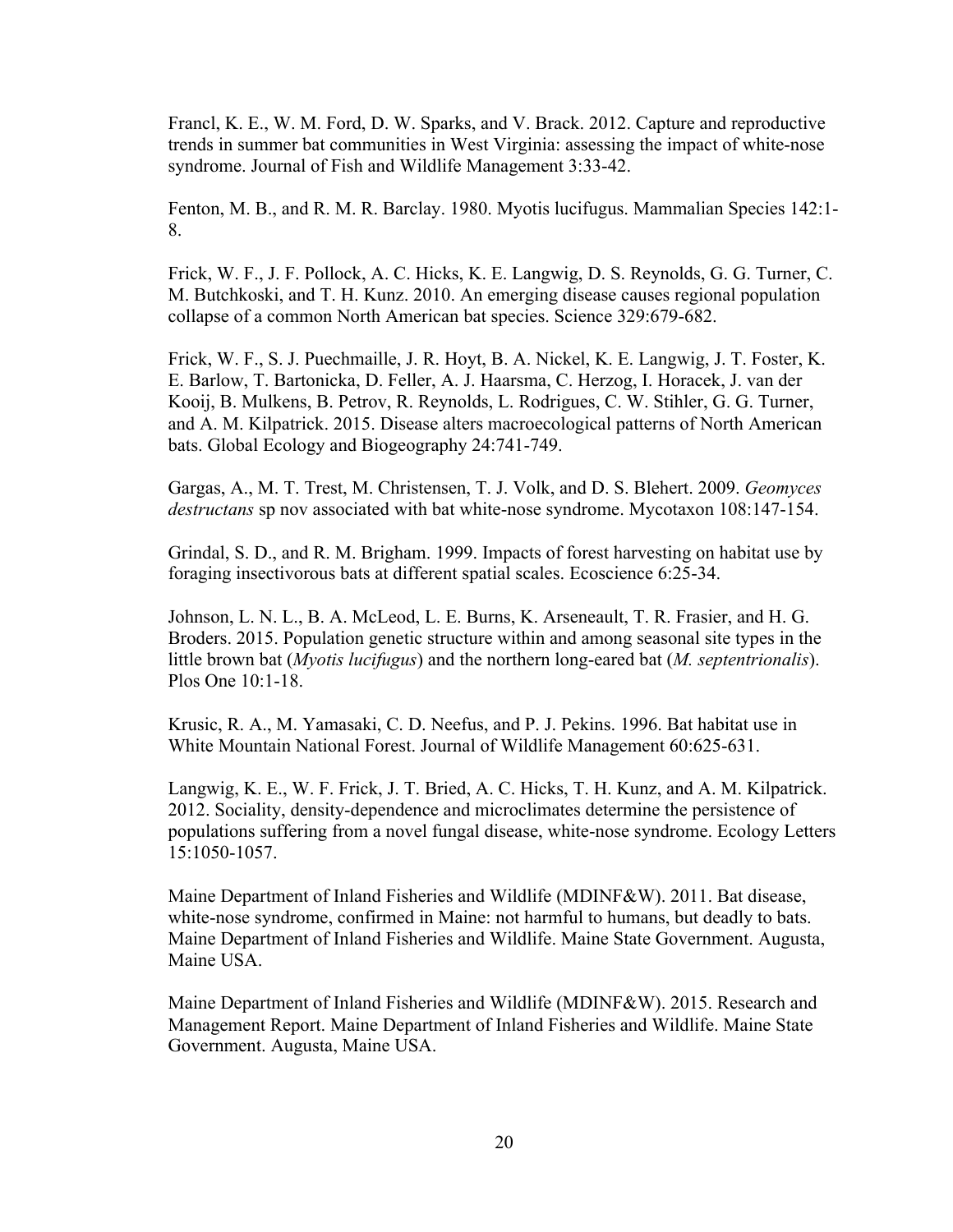Francl, K. E., W. M. Ford, D. W. Sparks, and V. Brack. 2012. Capture and reproductive trends in summer bat communities in West Virginia: assessing the impact of white-nose syndrome. Journal of Fish and Wildlife Management 3:33-42.

Fenton, M. B., and R. M. R. Barclay. 1980. Myotis lucifugus. Mammalian Species 142:1-8.

Frick, W. F., J. F. Pollock, A. C. Hicks, K. E. Langwig, D. S. Reynolds, G. G. Turner, C. M. Butchkoski, and T. H. Kunz. 2010. An emerging disease causes regional population collapse of a common North American bat species. Science 329:679-682.

Frick, W. F., S. J. Puechmaille, J. R. Hoyt, B. A. Nickel, K. E. Langwig, J. T. Foster, K. E. Barlow, T. Bartonicka, D. Feller, A. J. Haarsma, C. Herzog, I. Horacek, J. van der Kooij, B. Mulkens, B. Petrov, R. Reynolds, L. Rodrigues, C. W. Stihler, G. G. Turner, and A. M. Kilpatrick. 2015. Disease alters macroecological patterns of North American bats. Global Ecology and Biogeography 24:741-749.

Gargas, A., M. T. Trest, M. Christensen, T. J. Volk, and D. S. Blehert. 2009. *Geomyces destructans* sp nov associated with bat white-nose syndrome. Mycotaxon 108:147-154.

Grindal, S. D., and R. M. Brigham. 1999. Impacts of forest harvesting on habitat use by foraging insectivorous bats at different spatial scales. Ecoscience 6:25-34.

Johnson, L. N. L., B. A. McLeod, L. E. Burns, K. Arseneault, T. R. Frasier, and H. G. Broders. 2015. Population genetic structure within and among seasonal site types in the little brown bat (*Myotis lucifugus*) and the northern long-eared bat (*M. septentrionalis*). Plos One 10:1-18.

Krusic, R. A., M. Yamasaki, C. D. Neefus, and P. J. Pekins. 1996. Bat habitat use in White Mountain National Forest. Journal of Wildlife Management 60:625-631.

Langwig, K. E., W. F. Frick, J. T. Bried, A. C. Hicks, T. H. Kunz, and A. M. Kilpatrick. 2012. Sociality, density-dependence and microclimates determine the persistence of populations suffering from a novel fungal disease, white-nose syndrome. Ecology Letters 15:1050-1057.

Maine Department of Inland Fisheries and Wildlife (MDINF&W). 2011. Bat disease, white-nose syndrome, confirmed in Maine: not harmful to humans, but deadly to bats. Maine Department of Inland Fisheries and Wildlife. Maine State Government. Augusta, Maine USA.

Maine Department of Inland Fisheries and Wildlife (MDINF&W). 2015. Research and Management Report. Maine Department of Inland Fisheries and Wildlife. Maine State Government. Augusta, Maine USA.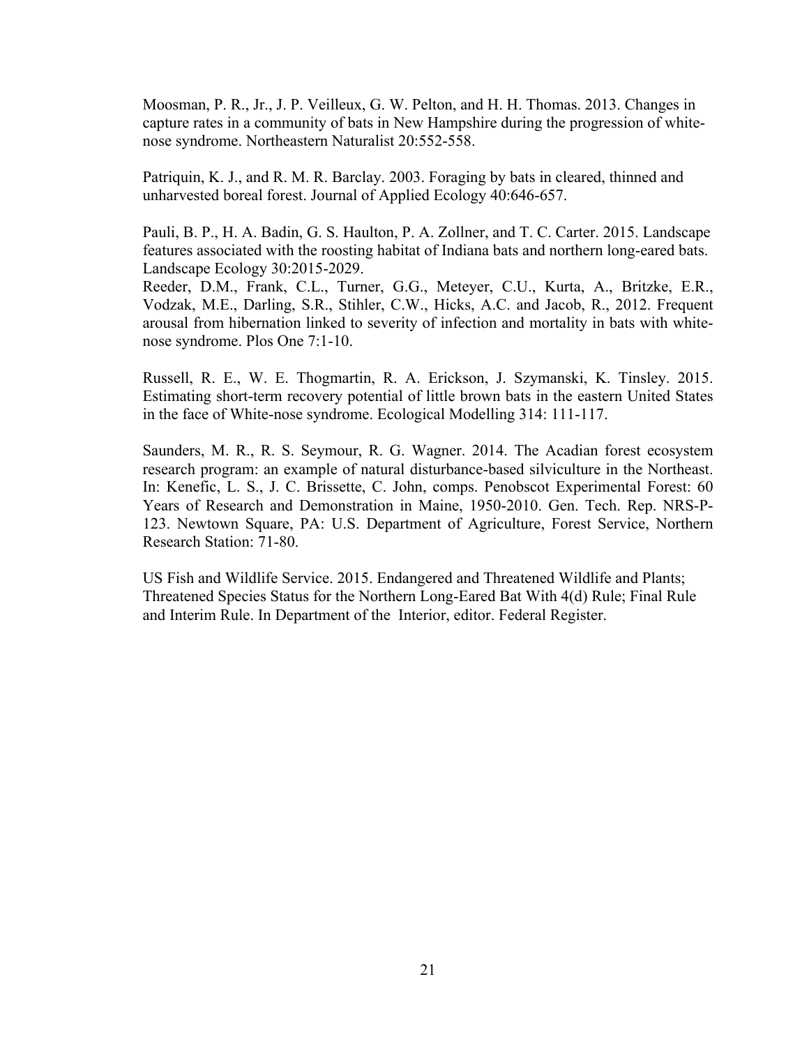Moosman, P. R., Jr., J. P. Veilleux, G. W. Pelton, and H. H. Thomas. 2013. Changes in capture rates in a community of bats in New Hampshire during the progression of white-nose syndrome. Northeastern Naturalist 20:552-558.

Patriquin, K. J., and R. M. R. Barclay. 2003. Foraging by bats in cleared, thinned and unharvested boreal forest. Journal of Applied Ecology 40:646-657.

Pauli, B. P., H. A. Badin, G. S. Haulton, P. A. Zollner, and T. C. Carter. 2015. Landscape features associated with the roosting habitat of Indiana bats and northern long-eared bats. Landscape Ecology 30:2015-2029.

Reeder, D.M., Frank, C.L., Turner, G.G., Meteyer, C.U., Kurta, A., Britzke, E.R., Vodzak, M.E., Darling, S.R., Stihler, C.W., Hicks, A.C. and Jacob, R., 2012. Frequent arousal from hibernation linked to severity of infection and mortality in bats with white-nose syndrome. Plos One 7:1-10.

Russell, R. E., W. E. Thogmartin, R. A. Erickson, J. Szymanski, K. Tinsley. 2015. Estimating short-term recovery potential of little brown bats in the eastern United States in the face of White-nose syndrome. Ecological Modelling 314: 111-117.

Saunders, M. R., R. S. Seymour, R. G. Wagner. 2014. The Acadian forest ecosystem research program: an example of natural disturbance-based silviculture in the Northeast. In: Kenefic, L. S., J. C. Brissette, C. John, comps. Penobscot Experimental Forest: 60 Years of Research and Demonstration in Maine, 1950-2010. Gen. Tech. Rep. NRS-P-123. Newtown Square, PA: U.S. Department of Agriculture, Forest Service, Northern Research Station: 71-80.

US Fish and Wildlife Service. 2015. Endangered and Threatened Wildlife and Plants; Threatened Species Status for the Northern Long-Eared Bat With 4(d) Rule; Final Rule and Interim Rule. In Department of the Interior, editor. Federal Register.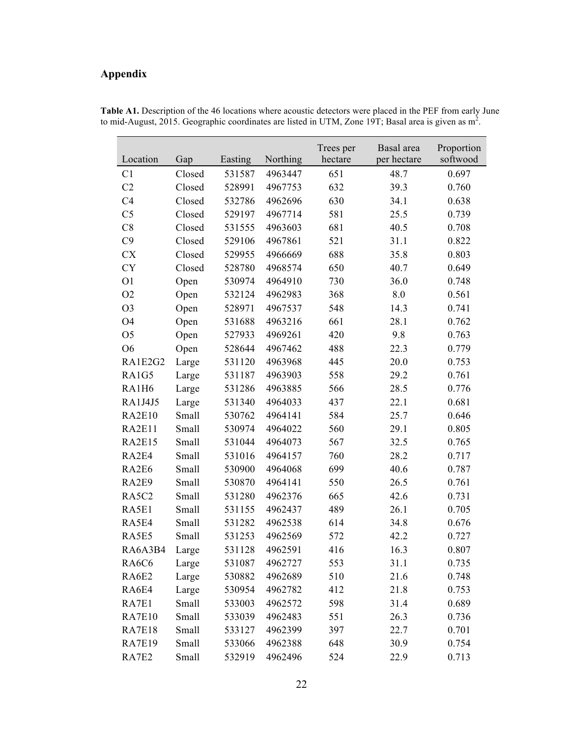# Appendix

**Table A1.** Description of the 46 locations where acoustic detectors were placed in the PEF from early June to mid-August, 2015. Geographic coordinates are listed in UTM, Zone 19T; Basal area is given as $m^2$.

| Location | Gap | Easting | Northing | Trees per hectare | Basal area per hectare | Proportion softwood |
|---|---|---|---|---|---|---|
| C1 | Closed | 531587 | 4963447 | 651 | 48.7 | 0.697 |
| C2 | Closed | 528991 | 4967753 | 632 | 39.3 | 0.760 |
| C4 | Closed | 532786 | 4962696 | 630 | 34.1 | 0.638 |
| C5 | Closed | 529197 | 4967714 | 581 | 25.5 | 0.739 |
| C8 | Closed | 531555 | 4963603 | 681 | 40.5 | 0.708 |
| C9 | Closed | 529106 | 4967861 | 521 | 31.1 | 0.822 |
| CX | Closed | 529955 | 4966669 | 688 | 35.8 | 0.803 |
| CY | Closed | 528780 | 4968574 | 650 | 40.7 | 0.649 |
| O1 | Open | 530974 | 4964910 | 730 | 36.0 | 0.748 |
| O2 | Open | 532124 | 4962983 | 368 | 8.0 | 0.561 |
| O3 | Open | 528971 | 4967537 | 548 | 14.3 | 0.741 |
| O4 | Open | 531688 | 4963216 | 661 | 28.1 | 0.762 |
| O5 | Open | 527933 | 4969261 | 420 | 9.8 | 0.763 |
| O6 | Open | 528644 | 4967462 | 488 | 22.3 | 0.779 |
| RA1E2G2 | Large | 531120 | 4963968 | 445 | 20.0 | 0.753 |
| RA1G5 | Large | 531187 | 4963903 | 558 | 29.2 | 0.761 |
| RA1H6 | Large | 531286 | 4963885 | 566 | 28.5 | 0.776 |
| RA1J4J5 | Large | 531340 | 4964033 | 437 | 22.1 | 0.681 |
| RA2E10 | Small | 530762 | 4964141 | 584 | 25.7 | 0.646 |
| RA2E11 | Small | 530974 | 4964022 | 560 | 29.1 | 0.805 |
| RA2E15 | Small | 531044 | 4964073 | 567 | 32.5 | 0.765 |
| RA2E4 | Small | 531016 | 4964157 | 760 | 28.2 | 0.717 |
| RA2E6 | Small | 530900 | 4964068 | 699 | 40.6 | 0.787 |
| RA2E9 | Small | 530870 | 4964141 | 550 | 26.5 | 0.761 |
| RA5C2 | Small | 531280 | 4962376 | 665 | 42.6 | 0.731 |
| RA5E1 | Small | 531155 | 4962437 | 489 | 26.1 | 0.705 |
| RA5E4 | Small | 531282 | 4962538 | 614 | 34.8 | 0.676 |
| RA5E5 | Small | 531253 | 4962569 | 572 | 42.2 | 0.727 |
| RA6A3B4 | Large | 531128 | 4962591 | 416 | 16.3 | 0.807 |
| RA6C6 | Large | 531087 | 4962727 | 553 | 31.1 | 0.735 |
| RA6E2 | Large | 530882 | 4962689 | 510 | 21.6 | 0.748 |
| RA6E4 | Large | 530954 | 4962782 | 412 | 21.8 | 0.753 |
| RA7E1 | Small | 533003 | 4962572 | 598 | 31.4 | 0.689 |
| RA7E10 | Small | 533039 | 4962483 | 551 | 26.3 | 0.736 |
| RA7E18 | Small | 533127 | 4962399 | 397 | 22.7 | 0.701 |
| RA7E19 | Small | 533066 | 4962388 | 648 | 30.9 | 0.754 |
| RA7E2 | Small | 532919 | 4962496 | 524 | 22.9 | 0.713 |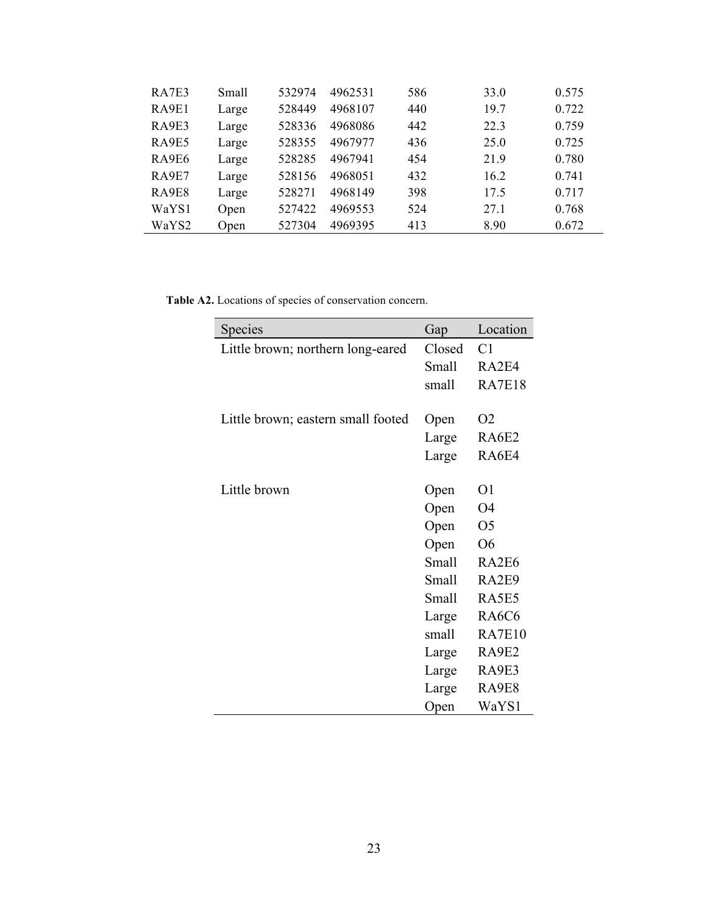| | | | | | | |
|---|---|---|---|---|---|---|
| RA7E3 | Small | 532974 | 4962531 | 586 | 33.0 | 0.575 |
| RA9E1 | Large | 528449 | 4968107 | 440 | 19.7 | 0.722 |
| RA9E3 | Large | 528336 | 4968086 | 442 | 22.3 | 0.759 |
| RA9E5 | Large | 528355 | 4967977 | 436 | 25.0 | 0.725 |
| RA9E6 | Large | 528285 | 4967941 | 454 | 21.9 | 0.780 |
| RA9E7 | Large | 528156 | 4968051 | 432 | 16.2 | 0.741 |
| RA9E8 | Large | 528271 | 4968149 | 398 | 17.5 | 0.717 |
| WaYS1 | Open | 527422 | 4969553 | 524 | 27.1 | 0.768 |
| WaYS2 | Open | 527304 | 4969395 | 413 | 8.90 | 0.672 |

**Table A2.** Locations of species of conservation concern.

| Species | Gap | Location |
|---|---|---|
| Little brown; northern long-eared | Closed | C1 |
| | Small | RA2E4 |
| | small | RA7E18 |
| Little brown; eastern small footed | Open | O2 |
| | Large | RA6E2 |
| | Large | RA6E4 |
| Little brown | Open | O1 |
| | Open | O4 |
| | Open | O5 |
| | Open | O6 |
| | Small | RA2E6 |
| | Small | RA2E9 |
| | Small | RA5E5 |
| | Large | RA6C6 |
| | small | RA7E10 |
| | Large | RA9E2 |
| | Large | RA9E3 |
| | Large | RA9E8 |
| | Open | WaYS1 |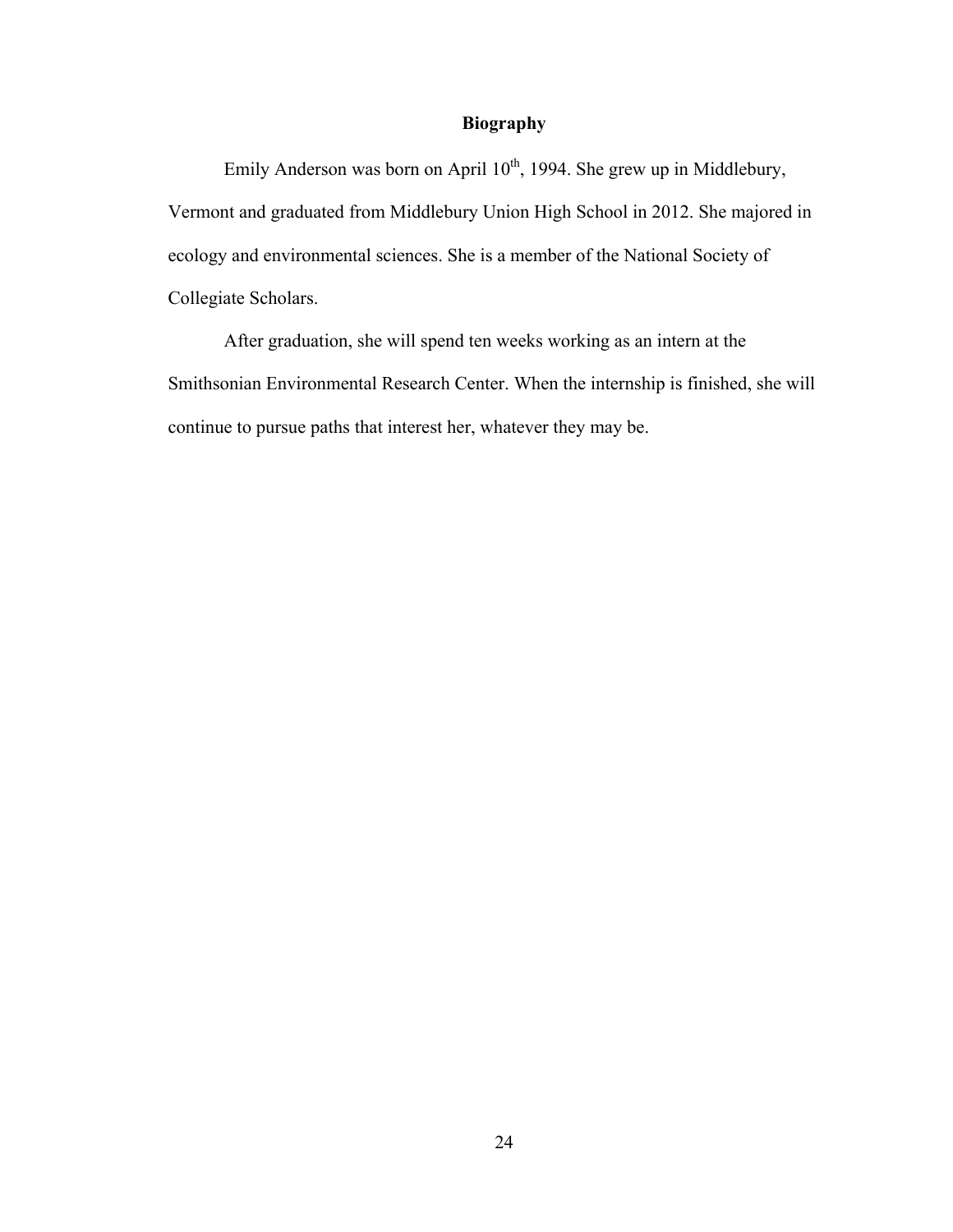## Biography

Emily Anderson was born on April 10th, 1994. She grew up in Middlebury, Vermont and graduated from Middlebury Union High School in 2012. She majored in ecology and environmental sciences. She is a member of the National Society of Collegiate Scholars.

After graduation, she will spend ten weeks working as an intern at the Smithsonian Environmental Research Center. When the internship is finished, she will continue to pursue paths that interest her, whatever they may be.